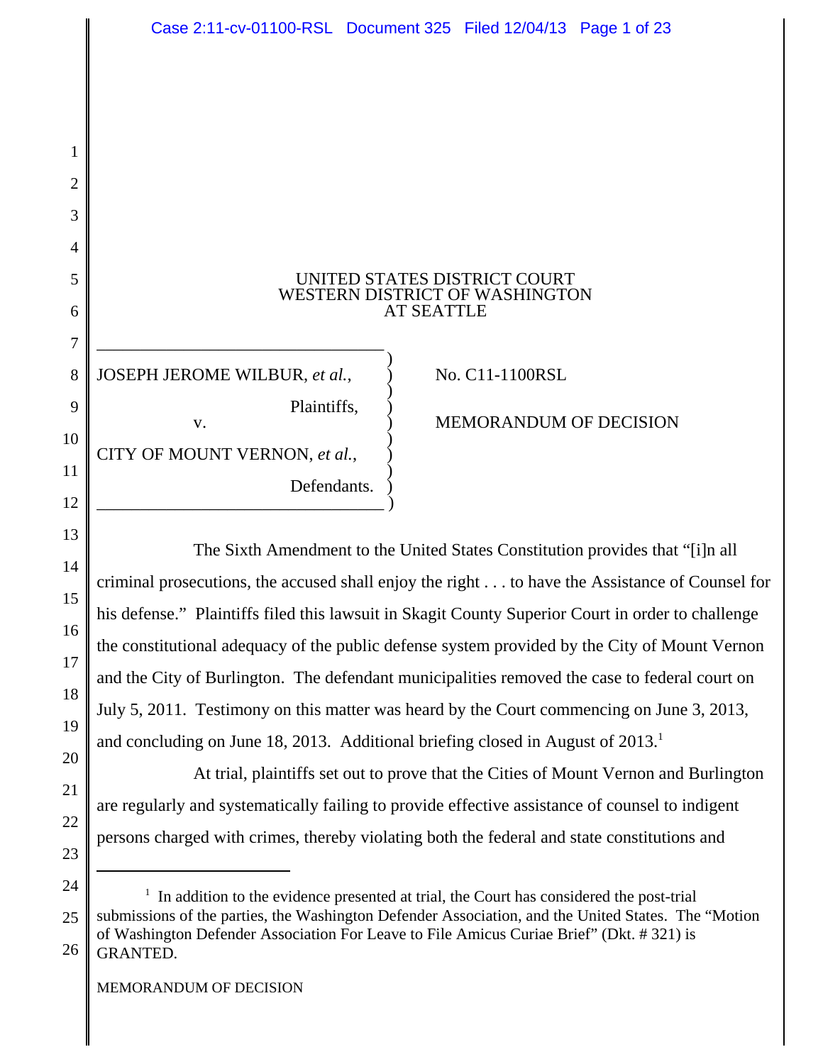UNITED STATES DISTRICT COURT
WESTERN DISTRICT OF WASHINGTON
AT SEATTLE

JOSEPH JEROME WILBUR, *et al.*,

Plaintiffs,

v.

CITY OF MOUNT VERNON, *et al.*,

Defendants.

No. C11-1100RSL

MEMORANDUM OF DECISION

The Sixth Amendment to the United States Constitution provides that "[i]n all criminal prosecutions, the accused shall enjoy the right . . . to have the Assistance of Counsel for his defense." Plaintiffs filed this lawsuit in Skagit County Superior Court in order to challenge the constitutional adequacy of the public defense system provided by the City of Mount Vernon and the City of Burlington. The defendant municipalities removed the case to federal court on July 5, 2011. Testimony on this matter was heard by the Court commencing on June 3, 2013, and concluding on June 18, 2013. Additional briefing closed in August of 2013.[1]

At trial, plaintiffs set out to prove that the Cities of Mount Vernon and Burlington are regularly and systematically failing to provide effective assistance of counsel to indigent persons charged with crimes, thereby violating both the federal and state constitutions and

[1] In addition to the evidence presented at trial, the Court has considered the post-trial submissions of the parties, the Washington Defender Association, and the United States. The "Motion of Washington Defender Association For Leave to File Amicus Curiae Brief" (Dkt. # 321) is GRANTED.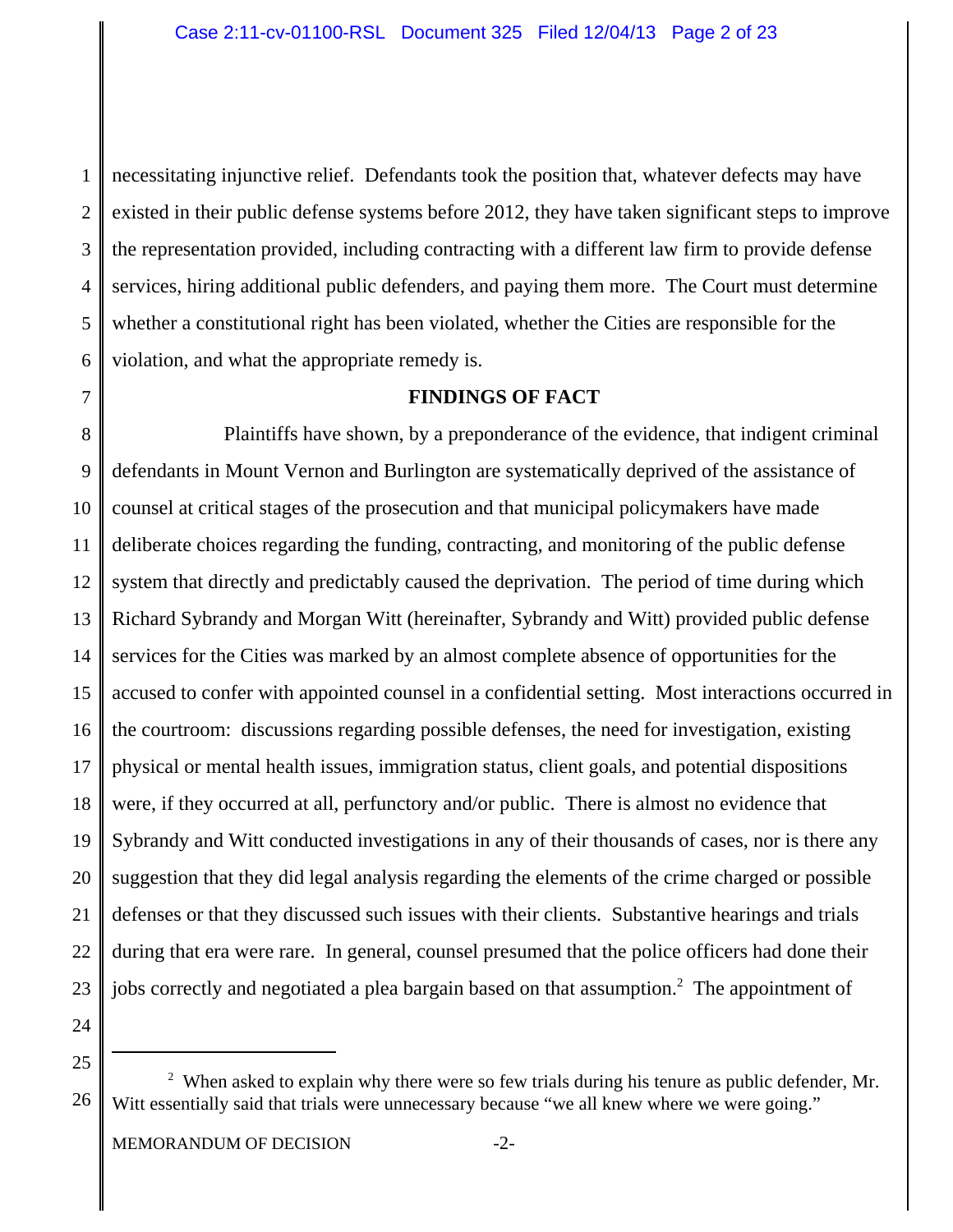necessitating injunctive relief. Defendants took the position that, whatever defects may have existed in their public defense systems before 2012, they have taken significant steps to improve the representation provided, including contracting with a different law firm to provide defense services, hiring additional public defenders, and paying them more. The Court must determine whether a constitutional right has been violated, whether the Cities are responsible for the violation, and what the appropriate remedy is.

## FINDINGS OF FACT

Plaintiffs have shown, by a preponderance of the evidence, that indigent criminal defendants in Mount Vernon and Burlington are systematically deprived of the assistance of counsel at critical stages of the prosecution and that municipal policymakers have made deliberate choices regarding the funding, contracting, and monitoring of the public defense system that directly and predictably caused the deprivation. The period of time during which Richard Sybrandy and Morgan Witt (hereinafter, Sybrandy and Witt) provided public defense services for the Cities was marked by an almost complete absence of opportunities for the accused to confer with appointed counsel in a confidential setting. Most interactions occurred in the courtroom: discussions regarding possible defenses, the need for investigation, existing physical or mental health issues, immigration status, client goals, and potential dispositions were, if they occurred at all, perfunctory and/or public. There is almost no evidence that Sybrandy and Witt conducted investigations in any of their thousands of cases, nor is there any suggestion that they did legal analysis regarding the elements of the crime charged or possible defenses or that they discussed such issues with their clients. Substantive hearings and trials during that era were rare. In general, counsel presumed that the police officers had done their jobs correctly and negotiated a plea bargain based on that assumption.[2] The appointment of

[2] When asked to explain why there were so few trials during his tenure as public defender, Mr. Witt essentially said that trials were unnecessary because "we all knew where we were going."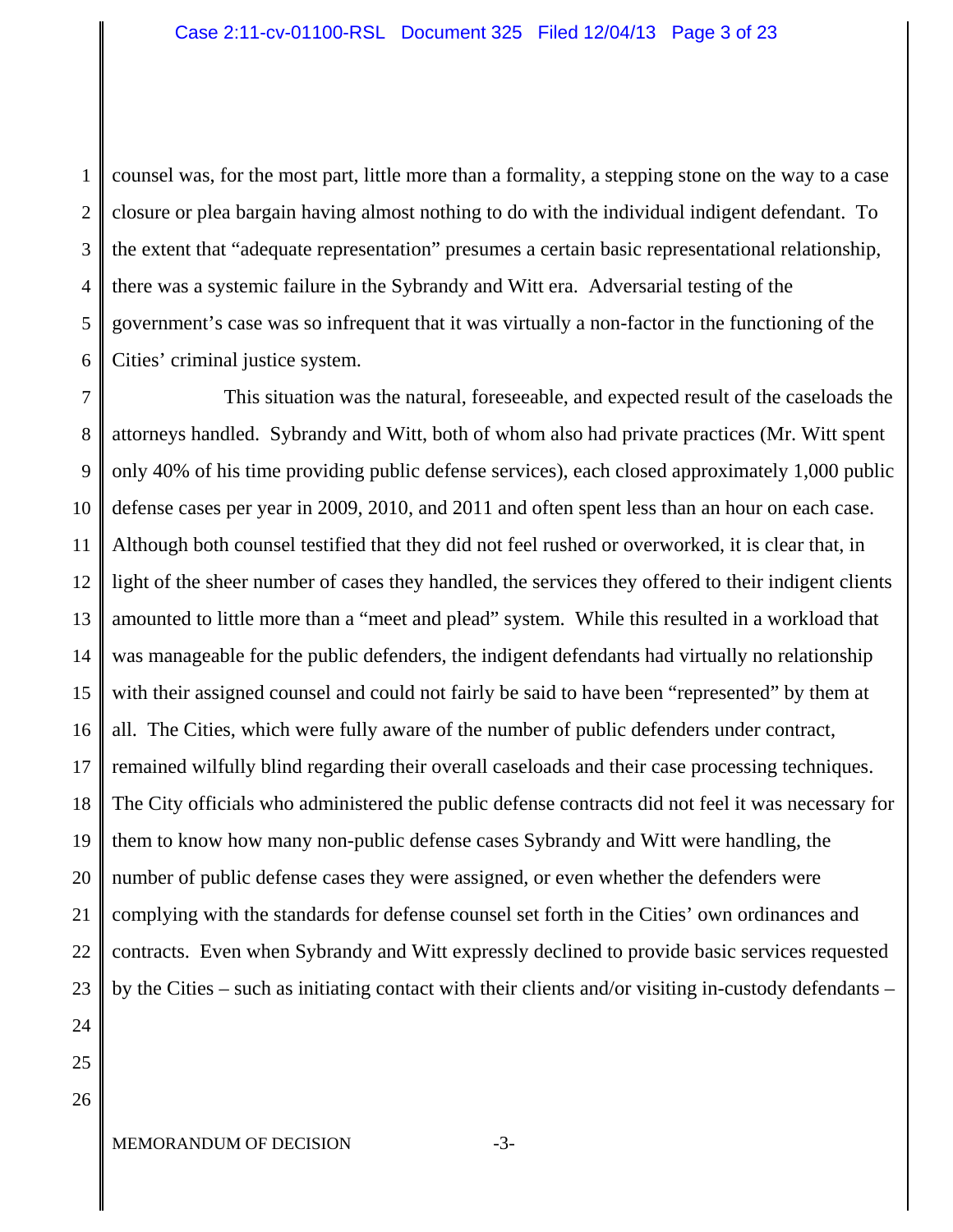counsel was, for the most part, little more than a formality, a stepping stone on the way to a case closure or plea bargain having almost nothing to do with the individual indigent defendant. To the extent that "adequate representation" presumes a certain basic representational relationship, there was a systemic failure in the Sybrandy and Witt era. Adversarial testing of the government's case was so infrequent that it was virtually a non-factor in the functioning of the Cities' criminal justice system.

This situation was the natural, foreseeable, and expected result of the caseloads the attorneys handled. Sybrandy and Witt, both of whom also had private practices (Mr. Witt spent only 40% of his time providing public defense services), each closed approximately 1,000 public defense cases per year in 2009, 2010, and 2011 and often spent less than an hour on each case. Although both counsel testified that they did not feel rushed or overworked, it is clear that, in light of the sheer number of cases they handled, the services they offered to their indigent clients amounted to little more than a "meet and plead" system. While this resulted in a workload that was manageable for the public defenders, the indigent defendants had virtually no relationship with their assigned counsel and could not fairly be said to have been "represented" by them at all. The Cities, which were fully aware of the number of public defenders under contract, remained wilfully blind regarding their overall caseloads and their case processing techniques. The City officials who administered the public defense contracts did not feel it was necessary for them to know how many non-public defense cases Sybrandy and Witt were handling, the number of public defense cases they were assigned, or even whether the defenders were complying with the standards for defense counsel set forth in the Cities' own ordinances and contracts. Even when Sybrandy and Witt expressly declined to provide basic services requested by the Cities – such as initiating contact with their clients and/or visiting in-custody defendants –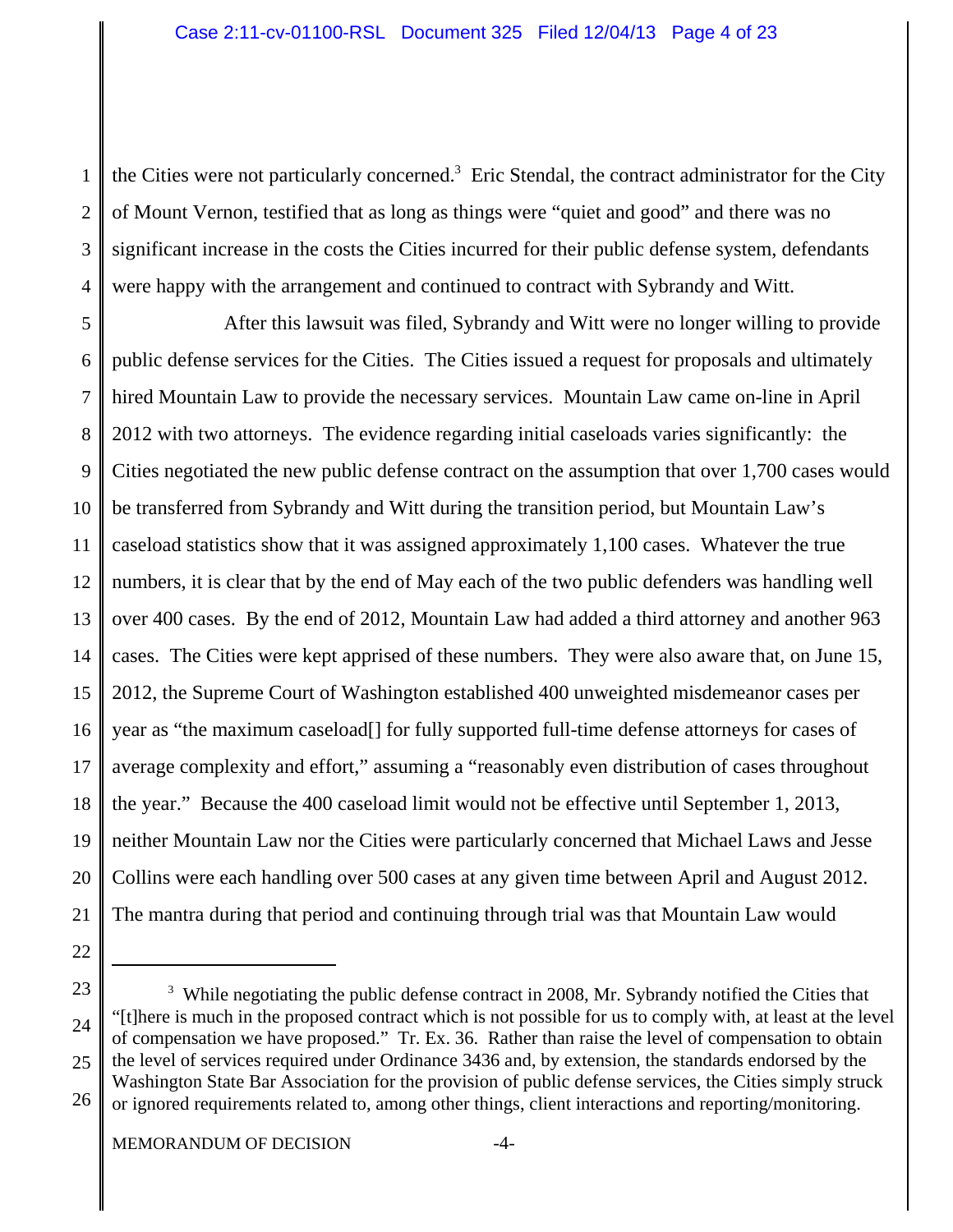the Cities were not particularly concerned.[3] Eric Stendal, the contract administrator for the City of Mount Vernon, testified that as long as things were "quiet and good" and there was no significant increase in the costs the Cities incurred for their public defense system, defendants were happy with the arrangement and continued to contract with Sybrandy and Witt.

After this lawsuit was filed, Sybrandy and Witt were no longer willing to provide public defense services for the Cities. The Cities issued a request for proposals and ultimately hired Mountain Law to provide the necessary services. Mountain Law came on-line in April 2012 with two attorneys. The evidence regarding initial caseloads varies significantly: the Cities negotiated the new public defense contract on the assumption that over 1,700 cases would be transferred from Sybrandy and Witt during the transition period, but Mountain Law's caseload statistics show that it was assigned approximately 1,100 cases. Whatever the true numbers, it is clear that by the end of May each of the two public defenders was handling well over 400 cases. By the end of 2012, Mountain Law had added a third attorney and another 963 cases. The Cities were kept apprised of these numbers. They were also aware that, on June 15, 2012, the Supreme Court of Washington established 400 unweighted misdemeanor cases per year as "the maximum caseload[] for fully supported full-time defense attorneys for cases of average complexity and effort," assuming a "reasonably even distribution of cases throughout the year." Because the 400 caseload limit would not be effective until September 1, 2013, neither Mountain Law nor the Cities were particularly concerned that Michael Laws and Jesse Collins were each handling over 500 cases at any given time between April and August 2012. The mantra during that period and continuing through trial was that Mountain Law would

---

[3] While negotiating the public defense contract in 2008, Mr. Sybrandy notified the Cities that "[t]here is much in the proposed contract which is not possible for us to comply with, at least at the level of compensation we have proposed." Tr. Ex. 36. Rather than raise the level of compensation to obtain the level of services required under Ordinance 3436 and, by extension, the standards endorsed by the Washington State Bar Association for the provision of public defense services, the Cities simply struck or ignored requirements related to, among other things, client interactions and reporting/monitoring.

MEMORANDUM OF DECISION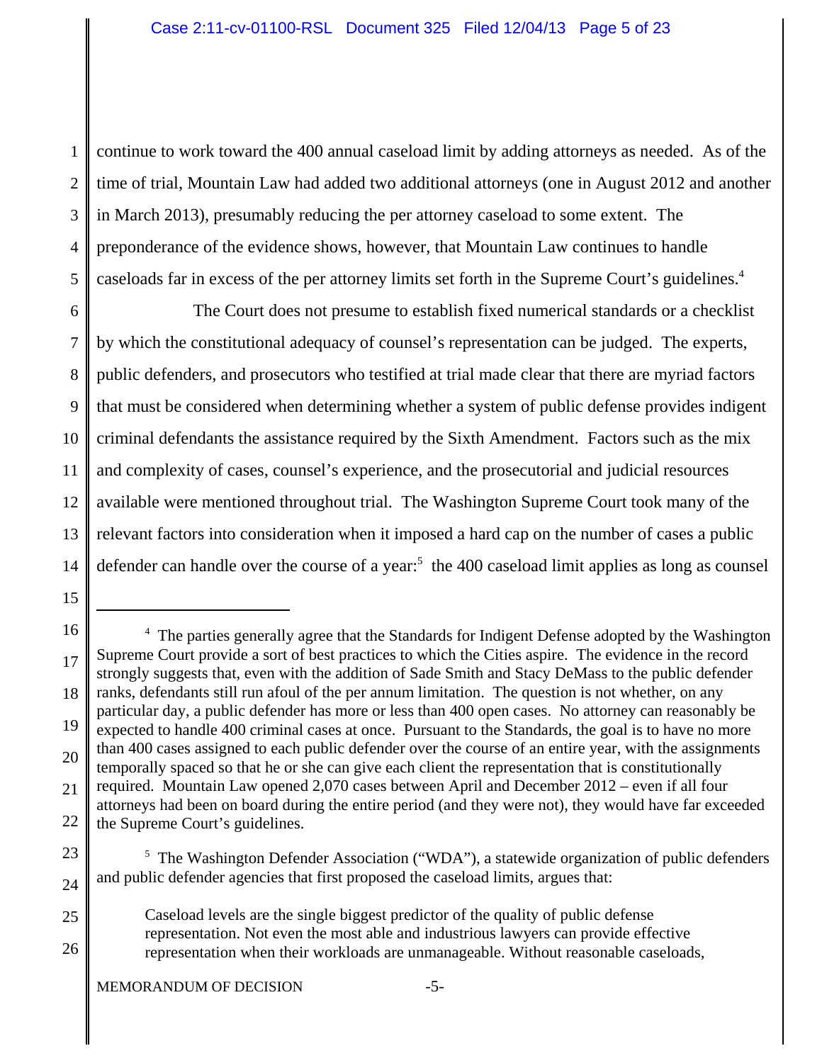continue to work toward the 400 annual caseload limit by adding attorneys as needed. As of the time of trial, Mountain Law had added two additional attorneys (one in August 2012 and another in March 2013), presumably reducing the per attorney caseload to some extent. The preponderance of the evidence shows, however, that Mountain Law continues to handle caseloads far in excess of the per attorney limits set forth in the Supreme Court's guidelines.[4]

The Court does not presume to establish fixed numerical standards or a checklist by which the constitutional adequacy of counsel's representation can be judged. The experts, public defenders, and prosecutors who testified at trial made clear that there are myriad factors that must be considered when determining whether a system of public defense provides indigent criminal defendants the assistance required by the Sixth Amendment. Factors such as the mix and complexity of cases, counsel's experience, and the prosecutorial and judicial resources available were mentioned throughout trial. The Washington Supreme Court took many of the relevant factors into consideration when it imposed a hard cap on the number of cases a public defender can handle over the course of a year:[5] the 400 caseload limit applies as long as counsel

---

[4] The parties generally agree that the Standards for Indigent Defense adopted by the Washington Supreme Court provide a sort of best practices to which the Cities aspire. The evidence in the record strongly suggests that, even with the addition of Sade Smith and Stacy DeMass to the public defender ranks, defendants still run afoul of the per annum limitation. The question is not whether, on any particular day, a public defender has more or less than 400 open cases. No attorney can reasonably be expected to handle 400 criminal cases at once. Pursuant to the Standards, the goal is to have no more than 400 cases assigned to each public defender over the course of an entire year, with the assignments temporally spaced so that he or she can give each client the representation that is constitutionally required. Mountain Law opened 2,070 cases between April and December 2012 – even if all four attorneys had been on board during the entire period (and they were not), they would have far exceeded the Supreme Court's guidelines.

[5] The Washington Defender Association ("WDA"), a statewide organization of public defenders and public defender agencies that first proposed the caseload limits, argues that:

> Caseload levels are the single biggest predictor of the quality of public defense representation. Not even the most able and industrious lawyers can provide effective representation when their workloads are unmanageable. Without reasonable caseloads,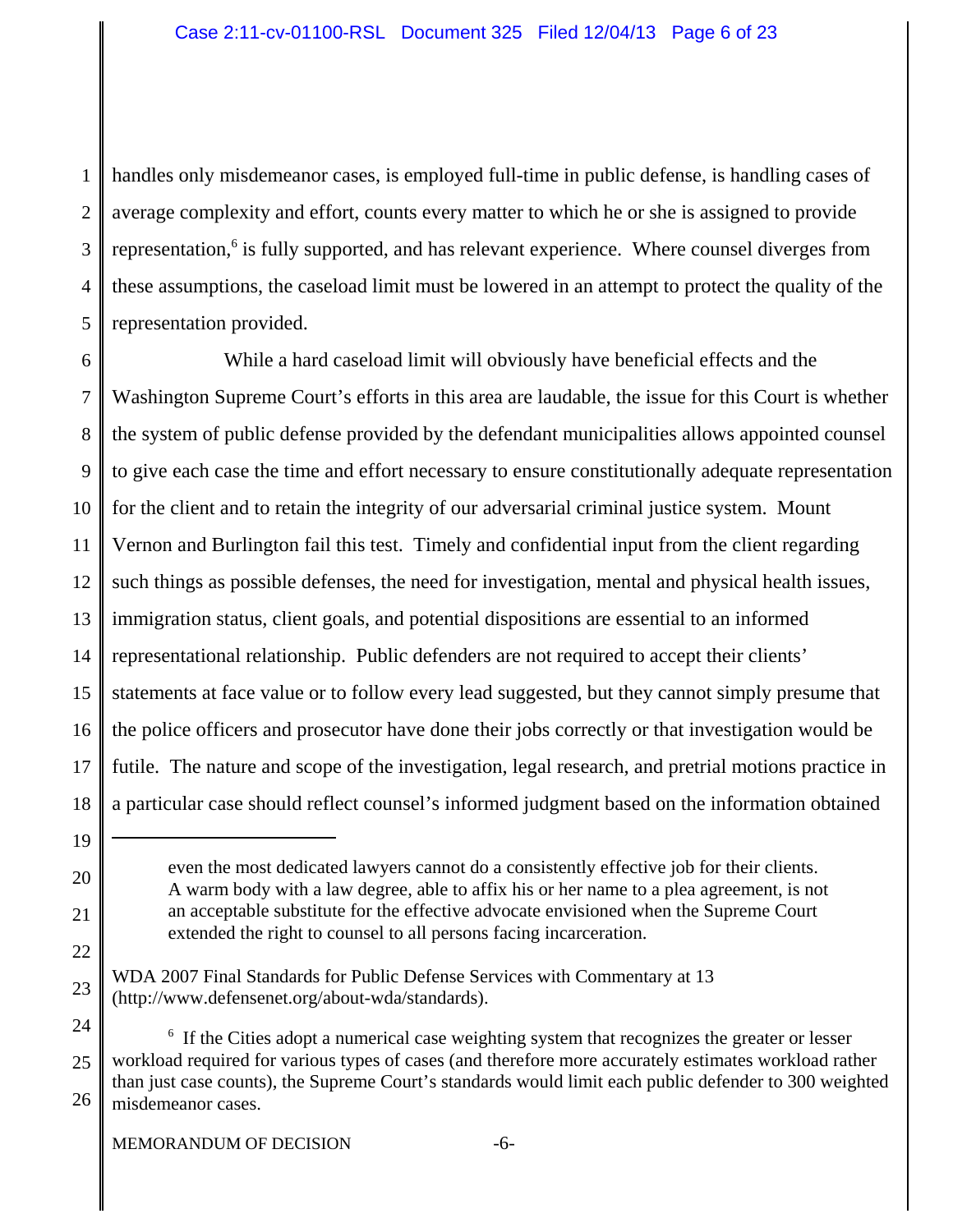handles only misdemeanor cases, is employed full-time in public defense, is handling cases of average complexity and effort, counts every matter to which he or she is assigned to provide representation,[6] is fully supported, and has relevant experience. Where counsel diverges from these assumptions, the caseload limit must be lowered in an attempt to protect the quality of the representation provided.

While a hard caseload limit will obviously have beneficial effects and the Washington Supreme Court's efforts in this area are laudable, the issue for this Court is whether the system of public defense provided by the defendant municipalities allows appointed counsel to give each case the time and effort necessary to ensure constitutionally adequate representation for the client and to retain the integrity of our adversarial criminal justice system. Mount Vernon and Burlington fail this test. Timely and confidential input from the client regarding such things as possible defenses, the need for investigation, mental and physical health issues, immigration status, client goals, and potential dispositions are essential to an informed representational relationship. Public defenders are not required to accept their clients' statements at face value or to follow every lead suggested, but they cannot simply presume that the police officers and prosecutor have done their jobs correctly or that investigation would be futile. The nature and scope of the investigation, legal research, and pretrial motions practice in a particular case should reflect counsel's informed judgment based on the information obtained

---

> even the most dedicated lawyers cannot do a consistently effective job for their clients. A warm body with a law degree, able to affix his or her name to a plea agreement, is not an acceptable substitute for the effective advocate envisioned when the Supreme Court extended the right to counsel to all persons facing incarceration.

WDA 2007 Final Standards for Public Defense Services with Commentary at 13 (http://www.defensenet.org/about-wda/standards).

[6] If the Cities adopt a numerical case weighting system that recognizes the greater or lesser workload required for various types of cases (and therefore more accurately estimates workload rather than just case counts), the Supreme Court's standards would limit each public defender to 300 weighted misdemeanor cases.

MEMORANDUM OF DECISION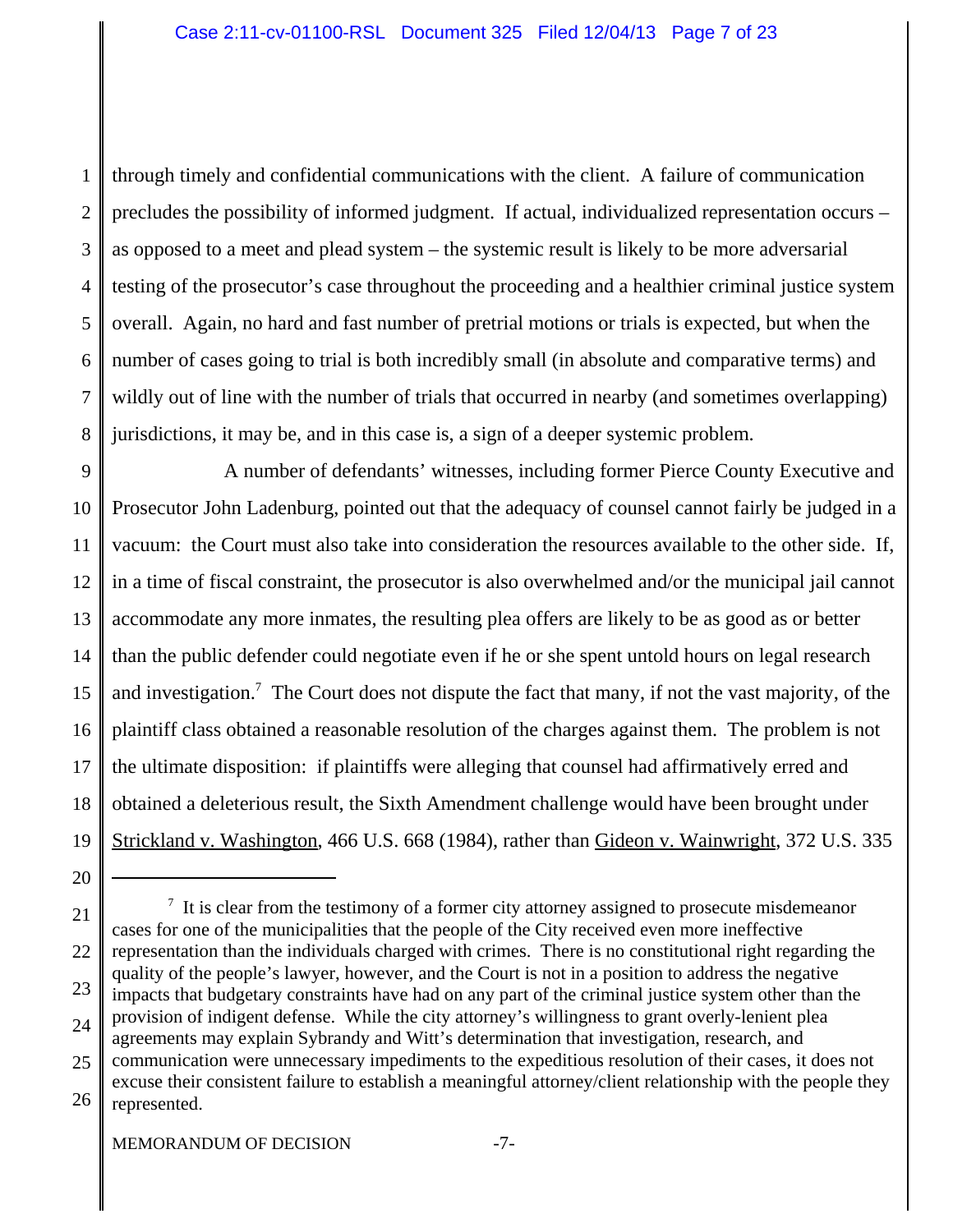through timely and confidential communications with the client. A failure of communication precludes the possibility of informed judgment. If actual, individualized representation occurs – as opposed to a meet and plead system – the systemic result is likely to be more adversarial testing of the prosecutor's case throughout the proceeding and a healthier criminal justice system overall. Again, no hard and fast number of pretrial motions or trials is expected, but when the number of cases going to trial is both incredibly small (in absolute and comparative terms) and wildly out of line with the number of trials that occurred in nearby (and sometimes overlapping) jurisdictions, it may be, and in this case is, a sign of a deeper systemic problem.

A number of defendants' witnesses, including former Pierce County Executive and Prosecutor John Ladenburg, pointed out that the adequacy of counsel cannot fairly be judged in a vacuum: the Court must also take into consideration the resources available to the other side. If, in a time of fiscal constraint, the prosecutor is also overwhelmed and/or the municipal jail cannot accommodate any more inmates, the resulting plea offers are likely to be as good as or better than the public defender could negotiate even if he or she spent untold hours on legal research and investigation.[7] The Court does not dispute the fact that many, if not the vast majority, of the plaintiff class obtained a reasonable resolution of the charges against them. The problem is not the ultimate disposition: if plaintiffs were alleging that counsel had affirmatively erred and obtained a deleterious result, the Sixth Amendment challenge would have been brought under Strickland v. Washington, 466 U.S. 668 (1984), rather than Gideon v. Wainwright, 372 U.S. 335

---

[7] It is clear from the testimony of a former city attorney assigned to prosecute misdemeanor cases for one of the municipalities that the people of the City received even more ineffective representation than the individuals charged with crimes. There is no constitutional right regarding the quality of the people's lawyer, however, and the Court is not in a position to address the negative impacts that budgetary constraints have had on any part of the criminal justice system other than the provision of indigent defense. While the city attorney's willingness to grant overly-lenient plea agreements may explain Sybrandy and Witt's determination that investigation, research, and communication were unnecessary impediments to the expeditious resolution of their cases, it does not excuse their consistent failure to establish a meaningful attorney/client relationship with the people they represented.

MEMORANDUM OF DECISION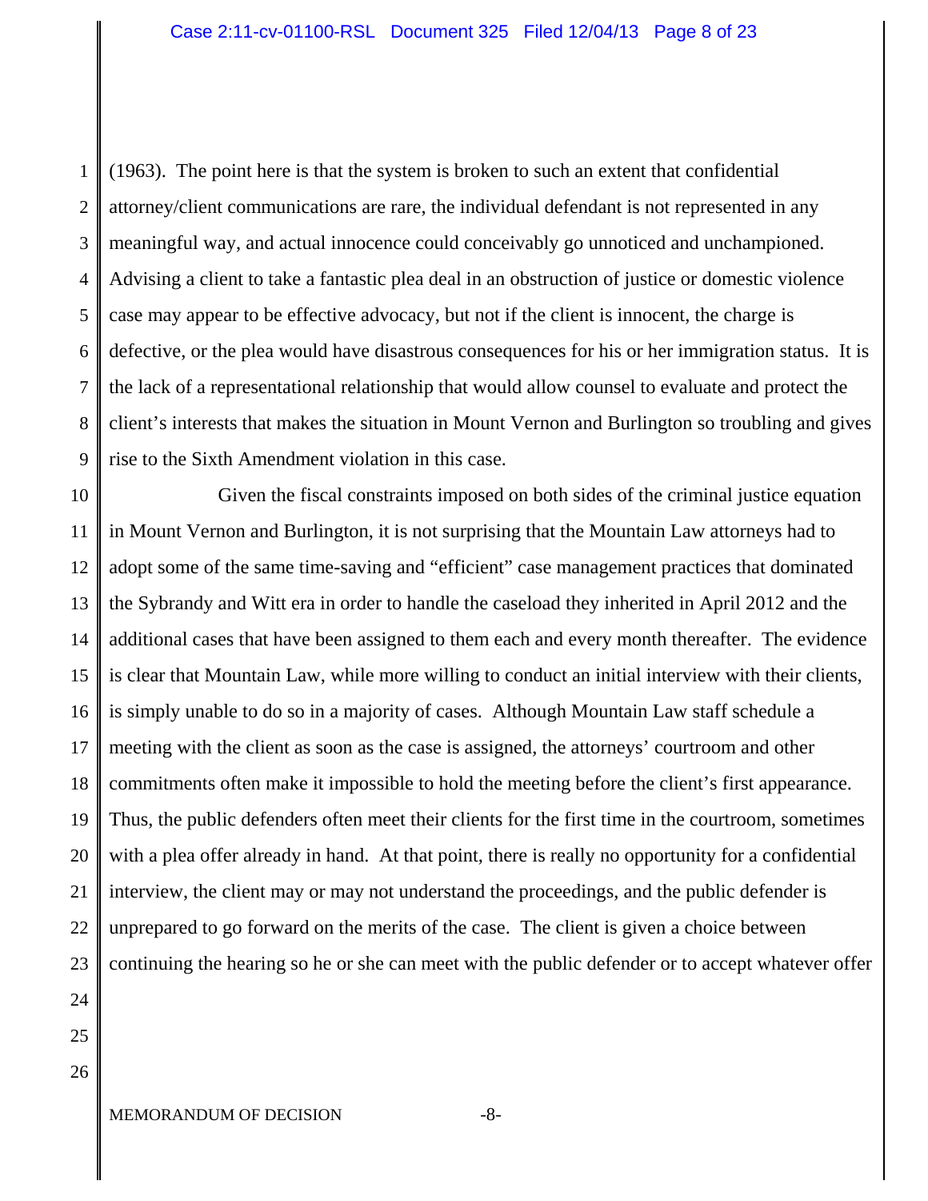(1963). The point here is that the system is broken to such an extent that confidential attorney/client communications are rare, the individual defendant is not represented in any meaningful way, and actual innocence could conceivably go unnoticed and unchampioned. Advising a client to take a fantastic plea deal in an obstruction of justice or domestic violence case may appear to be effective advocacy, but not if the client is innocent, the charge is defective, or the plea would have disastrous consequences for his or her immigration status. It is the lack of a representational relationship that would allow counsel to evaluate and protect the client's interests that makes the situation in Mount Vernon and Burlington so troubling and gives rise to the Sixth Amendment violation in this case.

Given the fiscal constraints imposed on both sides of the criminal justice equation in Mount Vernon and Burlington, it is not surprising that the Mountain Law attorneys had to adopt some of the same time-saving and "efficient" case management practices that dominated the Sybrandy and Witt era in order to handle the caseload they inherited in April 2012 and the additional cases that have been assigned to them each and every month thereafter. The evidence is clear that Mountain Law, while more willing to conduct an initial interview with their clients, is simply unable to do so in a majority of cases. Although Mountain Law staff schedule a meeting with the client as soon as the case is assigned, the attorneys' courtroom and other commitments often make it impossible to hold the meeting before the client's first appearance. Thus, the public defenders often meet their clients for the first time in the courtroom, sometimes with a plea offer already in hand. At that point, there is really no opportunity for a confidential interview, the client may or may not understand the proceedings, and the public defender is unprepared to go forward on the merits of the case. The client is given a choice between continuing the hearing so he or she can meet with the public defender or to accept whatever offer

MEMORANDUM OF DECISION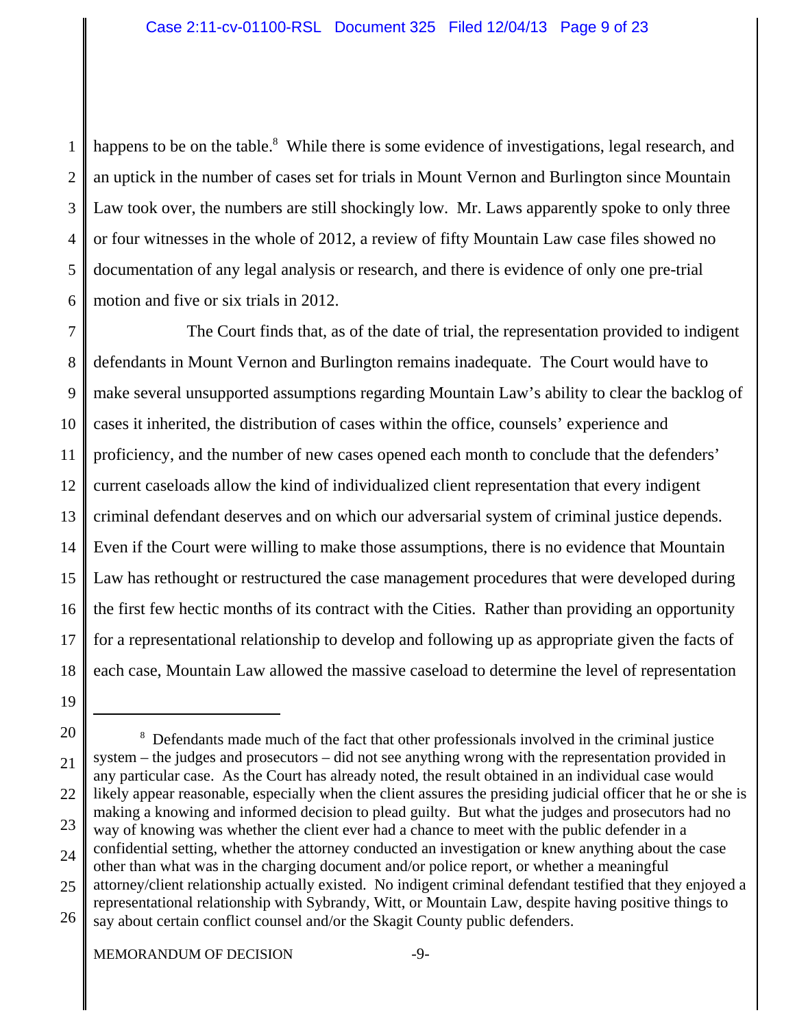happens to be on the table.[8] While there is some evidence of investigations, legal research, and an uptick in the number of cases set for trials in Mount Vernon and Burlington since Mountain Law took over, the numbers are still shockingly low. Mr. Laws apparently spoke to only three or four witnesses in the whole of 2012, a review of fifty Mountain Law case files showed no documentation of any legal analysis or research, and there is evidence of only one pre-trial motion and five or six trials in 2012.

The Court finds that, as of the date of trial, the representation provided to indigent defendants in Mount Vernon and Burlington remains inadequate. The Court would have to make several unsupported assumptions regarding Mountain Law's ability to clear the backlog of cases it inherited, the distribution of cases within the office, counsels' experience and proficiency, and the number of new cases opened each month to conclude that the defenders' current caseloads allow the kind of individualized client representation that every indigent criminal defendant deserves and on which our adversarial system of criminal justice depends. Even if the Court were willing to make those assumptions, there is no evidence that Mountain Law has rethought or restructured the case management procedures that were developed during the first few hectic months of its contract with the Cities. Rather than providing an opportunity for a representational relationship to develop and following up as appropriate given the facts of each case, Mountain Law allowed the massive caseload to determine the level of representation

---

[8] Defendants made much of the fact that other professionals involved in the criminal justice system – the judges and prosecutors – did not see anything wrong with the representation provided in any particular case. As the Court has already noted, the result obtained in an individual case would likely appear reasonable, especially when the client assures the presiding judicial officer that he or she is making a knowing and informed decision to plead guilty. But what the judges and prosecutors had no way of knowing was whether the client ever had a chance to meet with the public defender in a confidential setting, whether the attorney conducted an investigation or knew anything about the case other than what was in the charging document and/or police report, or whether a meaningful attorney/client relationship actually existed. No indigent criminal defendant testified that they enjoyed a representational relationship with Sybrandy, Witt, or Mountain Law, despite having positive things to say about certain conflict counsel and/or the Skagit County public defenders.

MEMORANDUM OF DECISION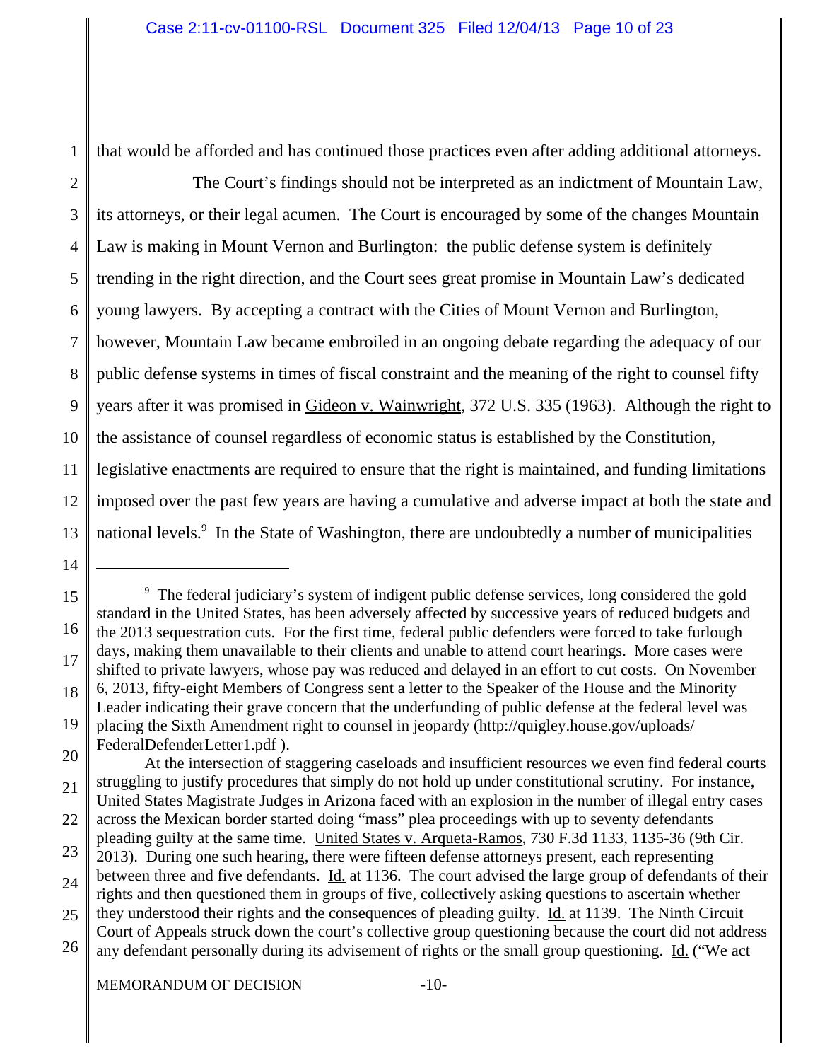that would be afforded and has continued those practices even after adding additional attorneys.

The Court's findings should not be interpreted as an indictment of Mountain Law, its attorneys, or their legal acumen. The Court is encouraged by some of the changes Mountain Law is making in Mount Vernon and Burlington: the public defense system is definitely trending in the right direction, and the Court sees great promise in Mountain Law's dedicated young lawyers. By accepting a contract with the Cities of Mount Vernon and Burlington, however, Mountain Law became embroiled in an ongoing debate regarding the adequacy of our public defense systems in times of fiscal constraint and the meaning of the right to counsel fifty years after it was promised in Gideon v. Wainwright, 372 U.S. 335 (1963). Although the right to the assistance of counsel regardless of economic status is established by the Constitution, legislative enactments are required to ensure that the right is maintained, and funding limitations imposed over the past few years are having a cumulative and adverse impact at both the state and national levels.[9] In the State of Washington, there are undoubtedly a number of municipalities

---

[9] The federal judiciary's system of indigent public defense services, long considered the gold standard in the United States, has been adversely affected by successive years of reduced budgets and the 2013 sequestration cuts. For the first time, federal public defenders were forced to take furlough days, making them unavailable to their clients and unable to attend court hearings. More cases were shifted to private lawyers, whose pay was reduced and delayed in an effort to cut costs. On November 6, 2013, fifty-eight Members of Congress sent a letter to the Speaker of the House and the Minority Leader indicating their grave concern that the underfunding of public defense at the federal level was placing the Sixth Amendment right to counsel in jeopardy (http://quigley.house.gov/uploads/FederalDefenderLetter1.pdf ).

At the intersection of staggering caseloads and insufficient resources we even find federal courts struggling to justify procedures that simply do not hold up under constitutional scrutiny. For instance, United States Magistrate Judges in Arizona faced with an explosion in the number of illegal entry cases across the Mexican border started doing "mass" plea proceedings with up to seventy defendants pleading guilty at the same time. United States v. Arqueta-Ramos, 730 F.3d 1133, 1135-36 (9th Cir. 2013). During one such hearing, there were fifteen defense attorneys present, each representing between three and five defendants. Id. at 1136. The court advised the large group of defendants of their rights and then questioned them in groups of five, collectively asking questions to ascertain whether they understood their rights and the consequences of pleading guilty. Id. at 1139. The Ninth Circuit Court of Appeals struck down the court's collective group questioning because the court did not address any defendant personally during its advisement of rights or the small group questioning. Id. ("We act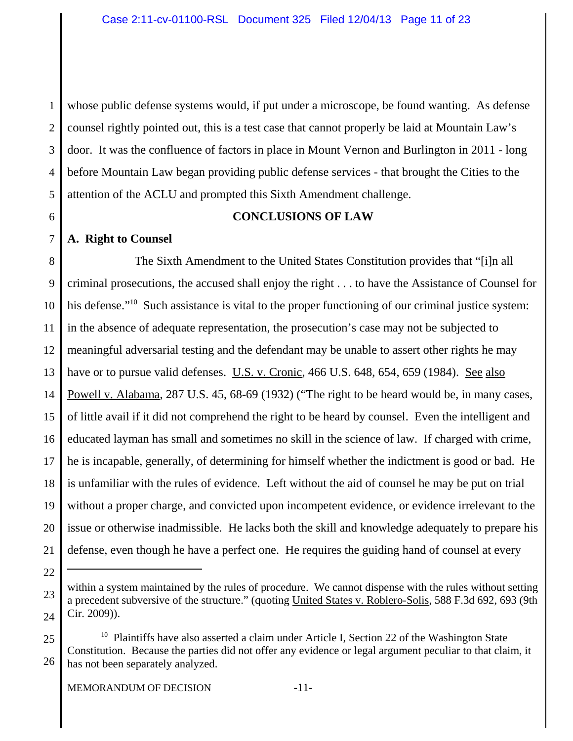whose public defense systems would, if put under a microscope, be found wanting. As defense counsel rightly pointed out, this is a test case that cannot properly be laid at Mountain Law's door. It was the confluence of factors in place in Mount Vernon and Burlington in 2011 - long before Mountain Law began providing public defense services - that brought the Cities to the attention of the ACLU and prompted this Sixth Amendment challenge.

## CONCLUSIONS OF LAW

### A. Right to Counsel

The Sixth Amendment to the United States Constitution provides that "[i]n all criminal prosecutions, the accused shall enjoy the right . . . to have the Assistance of Counsel for his defense."[10] Such assistance is vital to the proper functioning of our criminal justice system: in the absence of adequate representation, the prosecution's case may not be subjected to meaningful adversarial testing and the defendant may be unable to assert other rights he may have or to pursue valid defenses. U.S. v. Cronic, 466 U.S. 648, 654, 659 (1984). See also Powell v. Alabama, 287 U.S. 45, 68-69 (1932) ("The right to be heard would be, in many cases, of little avail if it did not comprehend the right to be heard by counsel. Even the intelligent and educated layman has small and sometimes no skill in the science of law. If charged with crime, he is incapable, generally, of determining for himself whether the indictment is good or bad. He is unfamiliar with the rules of evidence. Left without the aid of counsel he may be put on trial without a proper charge, and convicted upon incompetent evidence, or evidence irrelevant to the issue or otherwise inadmissible. He lacks both the skill and knowledge adequately to prepare his defense, even though he have a perfect one. He requires the guiding hand of counsel at every

---

within a system maintained by the rules of procedure. We cannot dispense with the rules without setting a precedent subversive of the structure." (quoting United States v. Roblero-Solis, 588 F.3d 692, 693 (9th Cir. 2009)).

[10] Plaintiffs have also asserted a claim under Article I, Section 22 of the Washington State Constitution. Because the parties did not offer any evidence or legal argument peculiar to that claim, it has not been separately analyzed.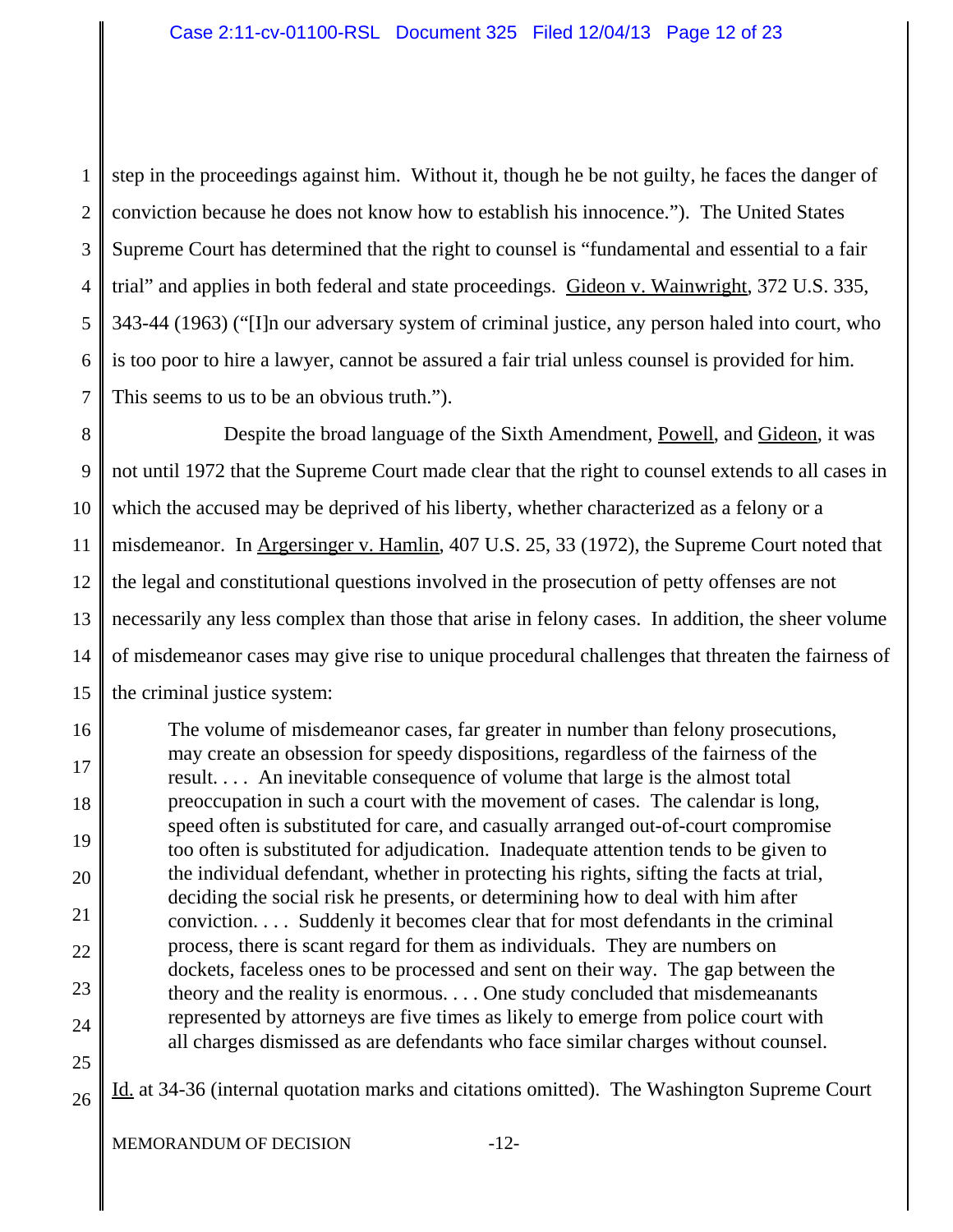step in the proceedings against him. Without it, though he be not guilty, he faces the danger of conviction because he does not know how to establish his innocence."). The United States Supreme Court has determined that the right to counsel is "fundamental and essential to a fair trial" and applies in both federal and state proceedings. Gideon v. Wainwright, 372 U.S. 335, 343-44 (1963) ("[I]n our adversary system of criminal justice, any person haled into court, who is too poor to hire a lawyer, cannot be assured a fair trial unless counsel is provided for him. This seems to us to be an obvious truth.").

Despite the broad language of the Sixth Amendment, Powell, and Gideon, it was not until 1972 that the Supreme Court made clear that the right to counsel extends to all cases in which the accused may be deprived of his liberty, whether characterized as a felony or a misdemeanor. In Argersinger v. Hamlin, 407 U.S. 25, 33 (1972), the Supreme Court noted that the legal and constitutional questions involved in the prosecution of petty offenses are not necessarily any less complex than those that arise in felony cases. In addition, the sheer volume of misdemeanor cases may give rise to unique procedural challenges that threaten the fairness of the criminal justice system:

> The volume of misdemeanor cases, far greater in number than felony prosecutions, may create an obsession for speedy dispositions, regardless of the fairness of the result. . . . An inevitable consequence of volume that large is the almost total preoccupation in such a court with the movement of cases. The calendar is long, speed often is substituted for care, and casually arranged out-of-court compromise too often is substituted for adjudication. Inadequate attention tends to be given to the individual defendant, whether in protecting his rights, sifting the facts at trial, deciding the social risk he presents, or determining how to deal with him after conviction. . . . Suddenly it becomes clear that for most defendants in the criminal process, there is scant regard for them as individuals. They are numbers on dockets, faceless ones to be processed and sent on their way. The gap between the theory and the reality is enormous. . . . One study concluded that misdemeanants represented by attorneys are five times as likely to emerge from police court with all charges dismissed as are defendants who face similar charges without counsel.

Id. at 34-36 (internal quotation marks and citations omitted). The Washington Supreme Court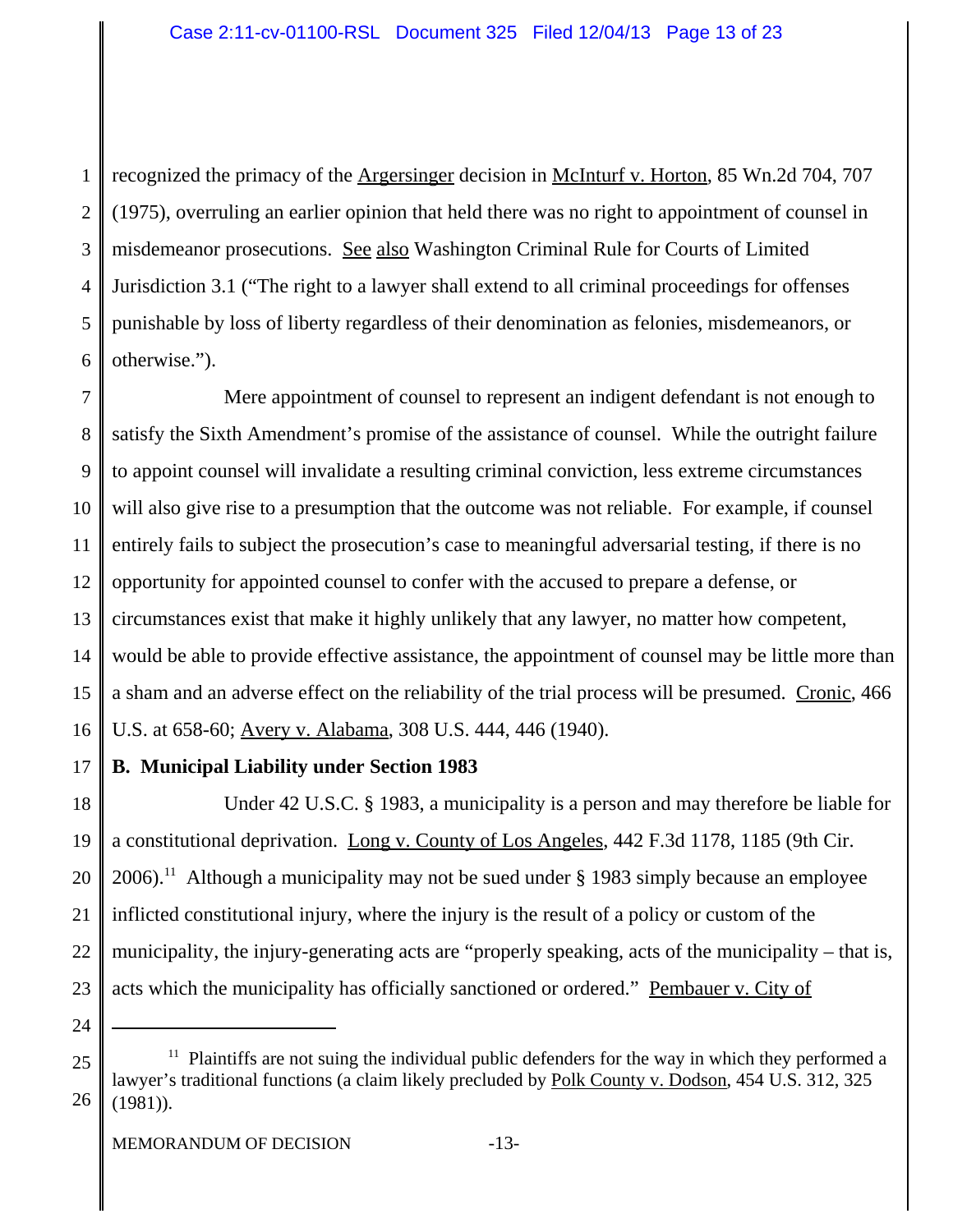recognized the primacy of the Argersinger decision in McInturf v. Horton, 85 Wn.2d 704, 707 (1975), overruling an earlier opinion that held there was no right to appointment of counsel in misdemeanor prosecutions. See also Washington Criminal Rule for Courts of Limited Jurisdiction 3.1 ("The right to a lawyer shall extend to all criminal proceedings for offenses punishable by loss of liberty regardless of their denomination as felonies, misdemeanors, or otherwise.").

Mere appointment of counsel to represent an indigent defendant is not enough to satisfy the Sixth Amendment's promise of the assistance of counsel. While the outright failure to appoint counsel will invalidate a resulting criminal conviction, less extreme circumstances will also give rise to a presumption that the outcome was not reliable. For example, if counsel entirely fails to subject the prosecution's case to meaningful adversarial testing, if there is no opportunity for appointed counsel to confer with the accused to prepare a defense, or circumstances exist that make it highly unlikely that any lawyer, no matter how competent, would be able to provide effective assistance, the appointment of counsel may be little more than a sham and an adverse effect on the reliability of the trial process will be presumed. Cronic, 466 U.S. at 658-60; Avery v. Alabama, 308 U.S. 444, 446 (1940).

**B. Municipal Liability under Section 1983**

Under 42 U.S.C. § 1983, a municipality is a person and may therefore be liable for a constitutional deprivation. Long v. County of Los Angeles, 442 F.3d 1178, 1185 (9th Cir. 2006).[11] Although a municipality may not be sued under § 1983 simply because an employee inflicted constitutional injury, where the injury is the result of a policy or custom of the municipality, the injury-generating acts are "properly speaking, acts of the municipality – that is, acts which the municipality has officially sanctioned or ordered." Pembauer v. City of

---

[11] Plaintiffs are not suing the individual public defenders for the way in which they performed a lawyer's traditional functions (a claim likely precluded by Polk County v. Dodson, 454 U.S. 312, 325 (1981)).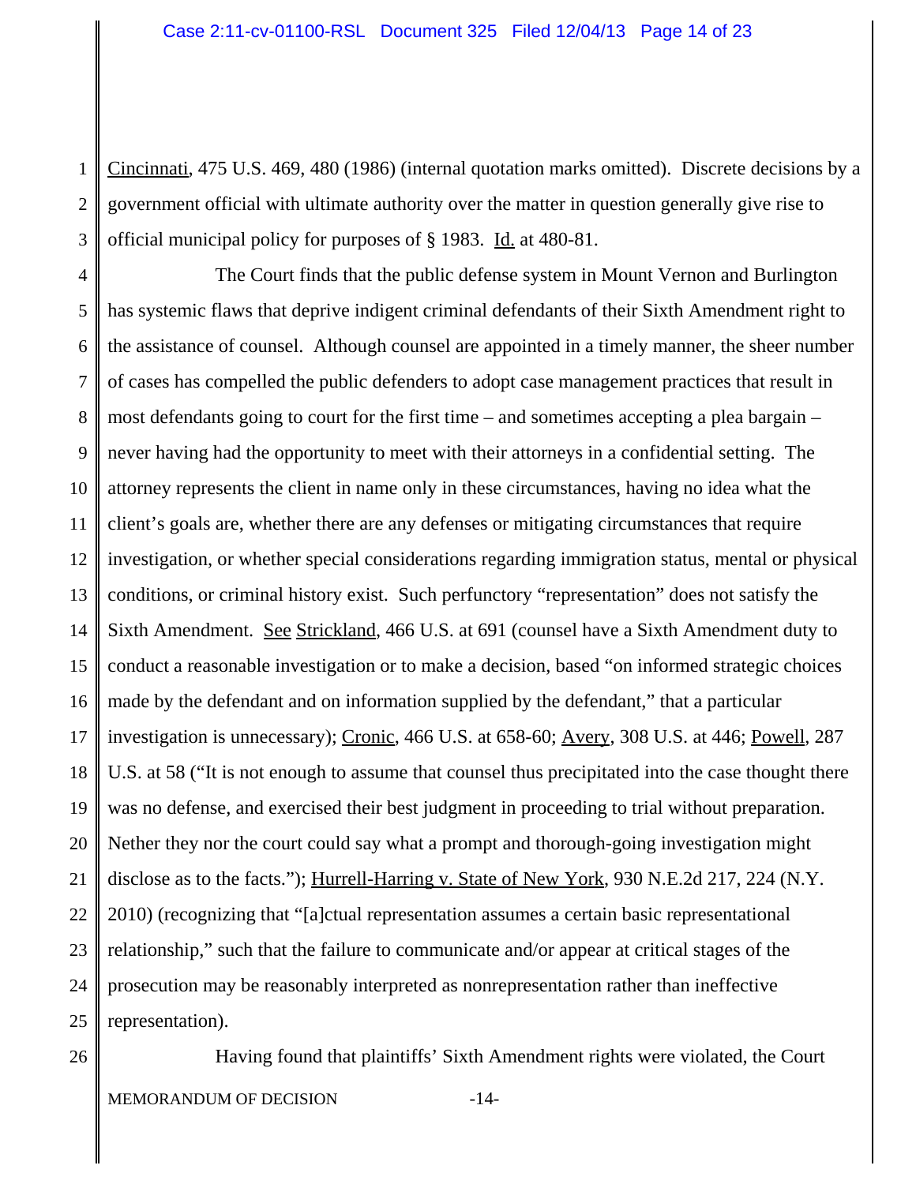Cincinnati, 475 U.S. 469, 480 (1986) (internal quotation marks omitted). Discrete decisions by a government official with ultimate authority over the matter in question generally give rise to official municipal policy for purposes of § 1983. Id. at 480-81.

The Court finds that the public defense system in Mount Vernon and Burlington has systemic flaws that deprive indigent criminal defendants of their Sixth Amendment right to the assistance of counsel. Although counsel are appointed in a timely manner, the sheer number of cases has compelled the public defenders to adopt case management practices that result in most defendants going to court for the first time – and sometimes accepting a plea bargain – never having had the opportunity to meet with their attorneys in a confidential setting. The attorney represents the client in name only in these circumstances, having no idea what the client's goals are, whether there are any defenses or mitigating circumstances that require investigation, or whether special considerations regarding immigration status, mental or physical conditions, or criminal history exist. Such perfunctory "representation" does not satisfy the Sixth Amendment. See Strickland, 466 U.S. at 691 (counsel have a Sixth Amendment duty to conduct a reasonable investigation or to make a decision, based "on informed strategic choices made by the defendant and on information supplied by the defendant," that a particular investigation is unnecessary); Cronic, 466 U.S. at 658-60; Avery, 308 U.S. at 446; Powell, 287 U.S. at 58 ("It is not enough to assume that counsel thus precipitated into the case thought there was no defense, and exercised their best judgment in proceeding to trial without preparation. Nether they nor the court could say what a prompt and thorough-going investigation might disclose as to the facts."); Hurrell-Harring v. State of New York, 930 N.E.2d 217, 224 (N.Y. 2010) (recognizing that "[a]ctual representation assumes a certain basic representational relationship," such that the failure to communicate and/or appear at critical stages of the prosecution may be reasonably interpreted as nonrepresentation rather than ineffective representation).

Having found that plaintiffs' Sixth Amendment rights were violated, the Court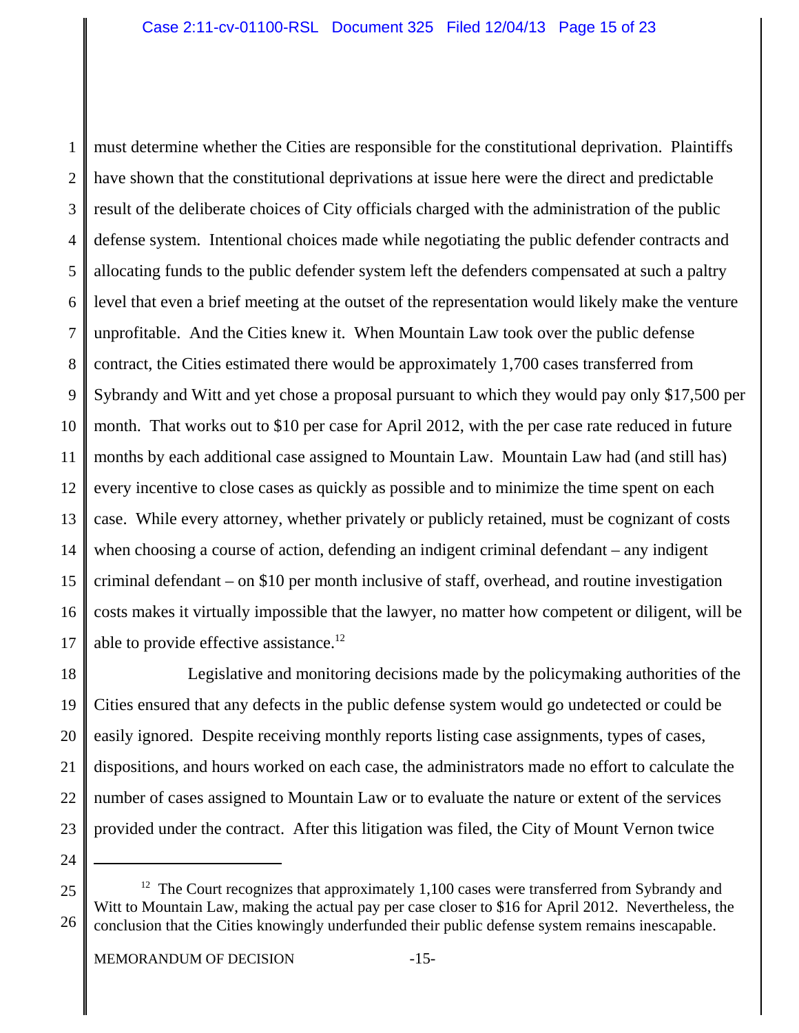must determine whether the Cities are responsible for the constitutional deprivation. Plaintiffs have shown that the constitutional deprivations at issue here were the direct and predictable result of the deliberate choices of City officials charged with the administration of the public defense system. Intentional choices made while negotiating the public defender contracts and allocating funds to the public defender system left the defenders compensated at such a paltry level that even a brief meeting at the outset of the representation would likely make the venture unprofitable. And the Cities knew it. When Mountain Law took over the public defense contract, the Cities estimated there would be approximately 1,700 cases transferred from Sybrandy and Witt and yet chose a proposal pursuant to which they would pay only $17,500 per month. That works out to $10 per case for April 2012, with the per case rate reduced in future months by each additional case assigned to Mountain Law. Mountain Law had (and still has) every incentive to close cases as quickly as possible and to minimize the time spent on each case. While every attorney, whether privately or publicly retained, must be cognizant of costs when choosing a course of action, defending an indigent criminal defendant – any indigent criminal defendant – on $10 per month inclusive of staff, overhead, and routine investigation costs makes it virtually impossible that the lawyer, no matter how competent or diligent, will be able to provide effective assistance.[12]

Legislative and monitoring decisions made by the policymaking authorities of the Cities ensured that any defects in the public defense system would go undetected or could be easily ignored. Despite receiving monthly reports listing case assignments, types of cases, dispositions, and hours worked on each case, the administrators made no effort to calculate the number of cases assigned to Mountain Law or to evaluate the nature or extent of the services provided under the contract. After this litigation was filed, the City of Mount Vernon twice

---

[12] The Court recognizes that approximately 1,100 cases were transferred from Sybrandy and Witt to Mountain Law, making the actual pay per case closer to $16 for April 2012. Nevertheless, the conclusion that the Cities knowingly underfunded their public defense system remains inescapable.

MEMORANDUM OF DECISION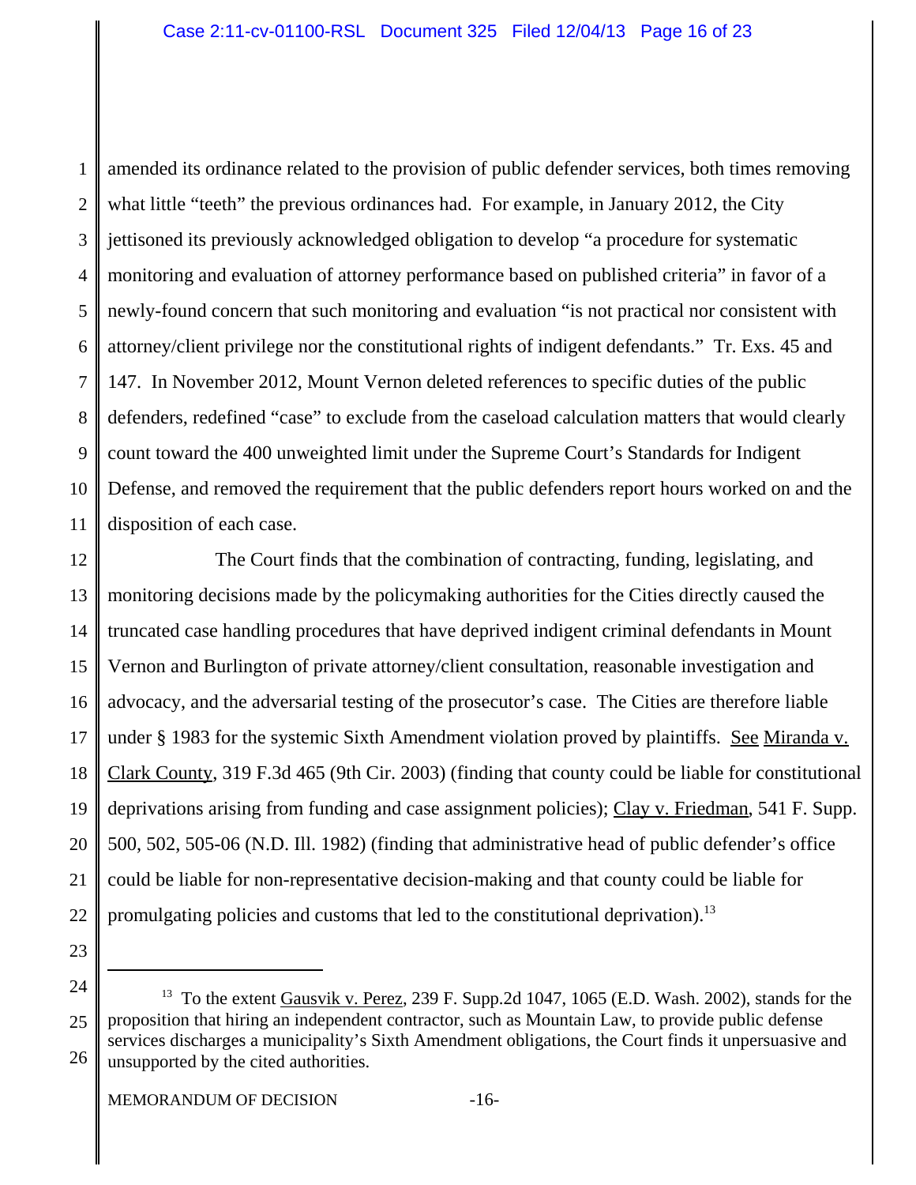amended its ordinance related to the provision of public defender services, both times removing what little "teeth" the previous ordinances had. For example, in January 2012, the City jettisoned its previously acknowledged obligation to develop "a procedure for systematic monitoring and evaluation of attorney performance based on published criteria" in favor of a newly-found concern that such monitoring and evaluation "is not practical nor consistent with attorney/client privilege nor the constitutional rights of indigent defendants." Tr. Exs. 45 and 147. In November 2012, Mount Vernon deleted references to specific duties of the public defenders, redefined "case" to exclude from the caseload calculation matters that would clearly count toward the 400 unweighted limit under the Supreme Court's Standards for Indigent Defense, and removed the requirement that the public defenders report hours worked on and the disposition of each case.

The Court finds that the combination of contracting, funding, legislating, and monitoring decisions made by the policymaking authorities for the Cities directly caused the truncated case handling procedures that have deprived indigent criminal defendants in Mount Vernon and Burlington of private attorney/client consultation, reasonable investigation and advocacy, and the adversarial testing of the prosecutor's case. The Cities are therefore liable under § 1983 for the systemic Sixth Amendment violation proved by plaintiffs. See Miranda v. Clark County, 319 F.3d 465 (9th Cir. 2003) (finding that county could be liable for constitutional deprivations arising from funding and case assignment policies); Clay v. Friedman, 541 F. Supp. 500, 502, 505-06 (N.D. Ill. 1982) (finding that administrative head of public defender's office could be liable for non-representative decision-making and that county could be liable for promulgating policies and customs that led to the constitutional deprivation).[13]

---

[13] To the extent Gausvik v. Perez, 239 F. Supp.2d 1047, 1065 (E.D. Wash. 2002), stands for the proposition that hiring an independent contractor, such as Mountain Law, to provide public defense services discharges a municipality's Sixth Amendment obligations, the Court finds it unpersuasive and unsupported by the cited authorities.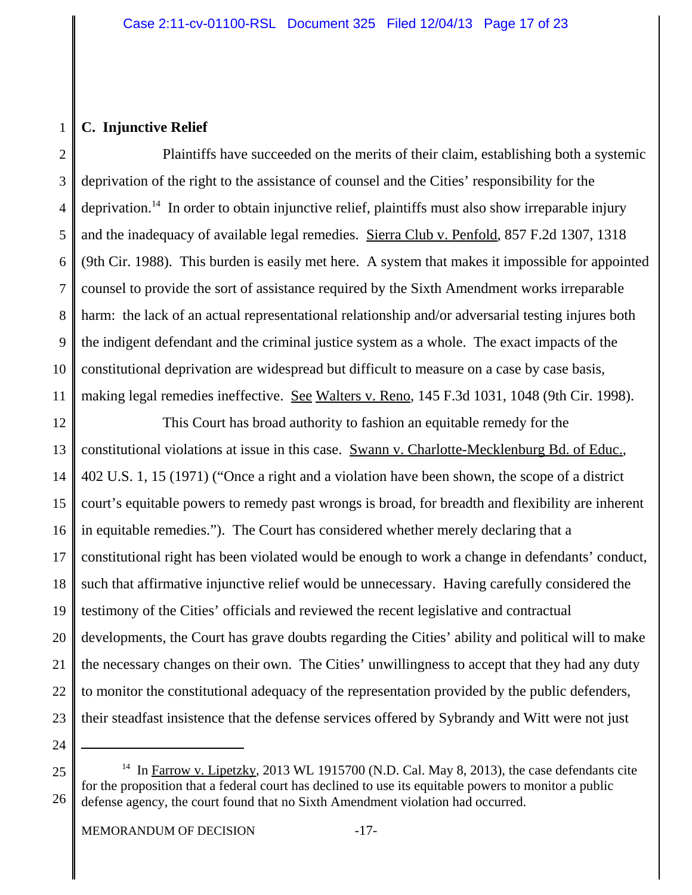### C. Injunctive Relief

Plaintiffs have succeeded on the merits of their claim, establishing both a systemic deprivation of the right to the assistance of counsel and the Cities' responsibility for the deprivation.[14] In order to obtain injunctive relief, plaintiffs must also show irreparable injury and the inadequacy of available legal remedies. Sierra Club v. Penfold, 857 F.2d 1307, 1318 (9th Cir. 1988). This burden is easily met here. A system that makes it impossible for appointed counsel to provide the sort of assistance required by the Sixth Amendment works irreparable harm: the lack of an actual representational relationship and/or adversarial testing injures both the indigent defendant and the criminal justice system as a whole. The exact impacts of the constitutional deprivation are widespread but difficult to measure on a case by case basis, making legal remedies ineffective. See Walters v. Reno, 145 F.3d 1031, 1048 (9th Cir. 1998).

This Court has broad authority to fashion an equitable remedy for the constitutional violations at issue in this case. Swann v. Charlotte-Mecklenburg Bd. of Educ., 402 U.S. 1, 15 (1971) ("Once a right and a violation have been shown, the scope of a district court's equitable powers to remedy past wrongs is broad, for breadth and flexibility are inherent in equitable remedies."). The Court has considered whether merely declaring that a constitutional right has been violated would be enough to work a change in defendants' conduct, such that affirmative injunctive relief would be unnecessary. Having carefully considered the testimony of the Cities' officials and reviewed the recent legislative and contractual developments, the Court has grave doubts regarding the Cities' ability and political will to make the necessary changes on their own. The Cities' unwillingness to accept that they had any duty to monitor the constitutional adequacy of the representation provided by the public defenders, their steadfast insistence that the defense services offered by Sybrandy and Witt were not just

---

[14] In Farrow v. Lipetzky, 2013 WL 1915700 (N.D. Cal. May 8, 2013), the case defendants cite for the proposition that a federal court has declined to use its equitable powers to monitor a public defense agency, the court found that no Sixth Amendment violation had occurred.

MEMORANDUM OF DECISION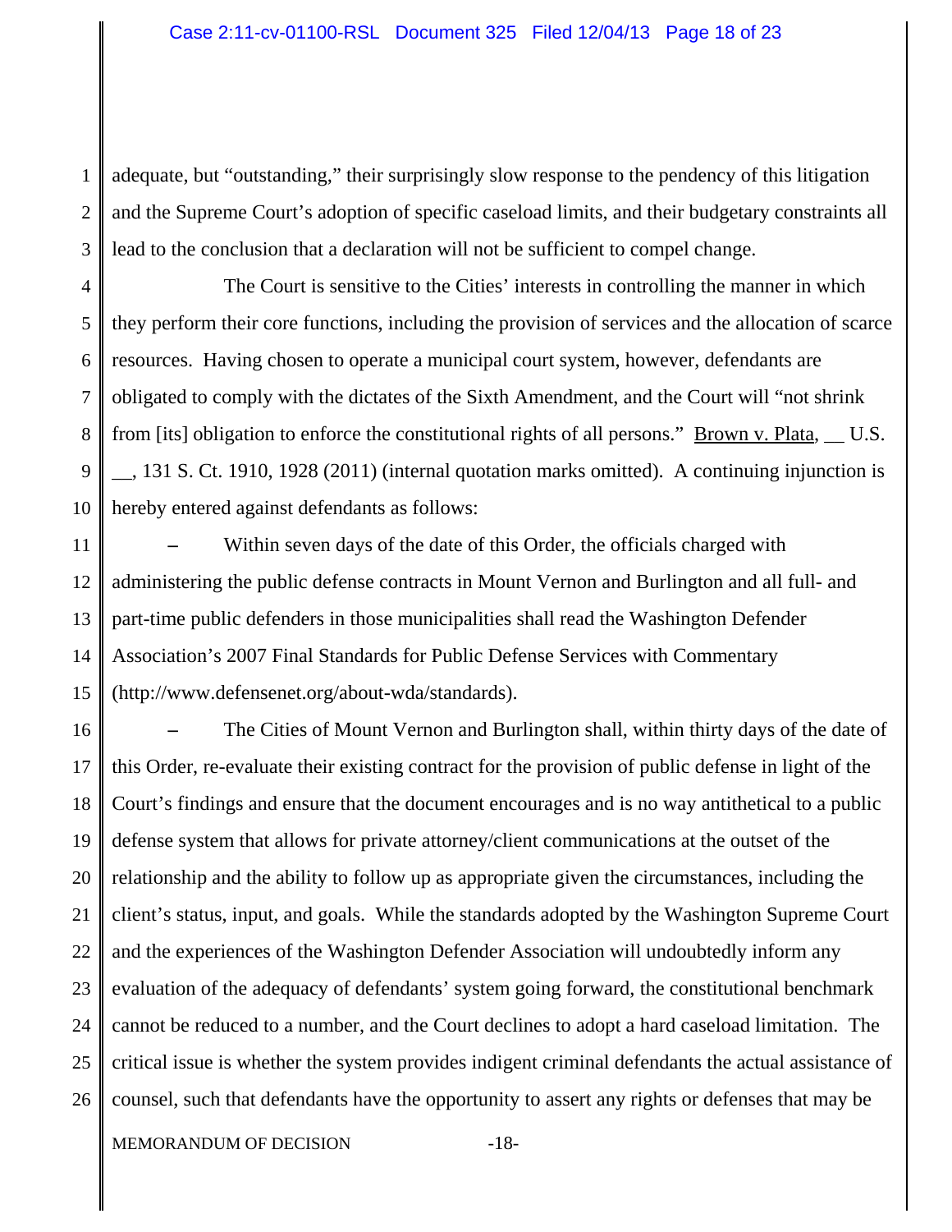adequate, but "outstanding," their surprisingly slow response to the pendency of this litigation and the Supreme Court's adoption of specific caseload limits, and their budgetary constraints all lead to the conclusion that a declaration will not be sufficient to compel change.

The Court is sensitive to the Cities' interests in controlling the manner in which they perform their core functions, including the provision of services and the allocation of scarce resources. Having chosen to operate a municipal court system, however, defendants are obligated to comply with the dictates of the Sixth Amendment, and the Court will "not shrink from [its] obligation to enforce the constitutional rights of all persons." Brown v. Plata, __ U.S. __, 131 S. Ct. 1910, 1928 (2011) (internal quotation marks omitted). A continuing injunction is hereby entered against defendants as follows:

– Within seven days of the date of this Order, the officials charged with administering the public defense contracts in Mount Vernon and Burlington and all full- and part-time public defenders in those municipalities shall read the Washington Defender Association's 2007 Final Standards for Public Defense Services with Commentary (http://www.defensenet.org/about-wda/standards).

– The Cities of Mount Vernon and Burlington shall, within thirty days of the date of this Order, re-evaluate their existing contract for the provision of public defense in light of the Court's findings and ensure that the document encourages and is no way antithetical to a public defense system that allows for private attorney/client communications at the outset of the relationship and the ability to follow up as appropriate given the circumstances, including the client's status, input, and goals. While the standards adopted by the Washington Supreme Court and the experiences of the Washington Defender Association will undoubtedly inform any evaluation of the adequacy of defendants' system going forward, the constitutional benchmark cannot be reduced to a number, and the Court declines to adopt a hard caseload limitation. The critical issue is whether the system provides indigent criminal defendants the actual assistance of counsel, such that defendants have the opportunity to assert any rights or defenses that may be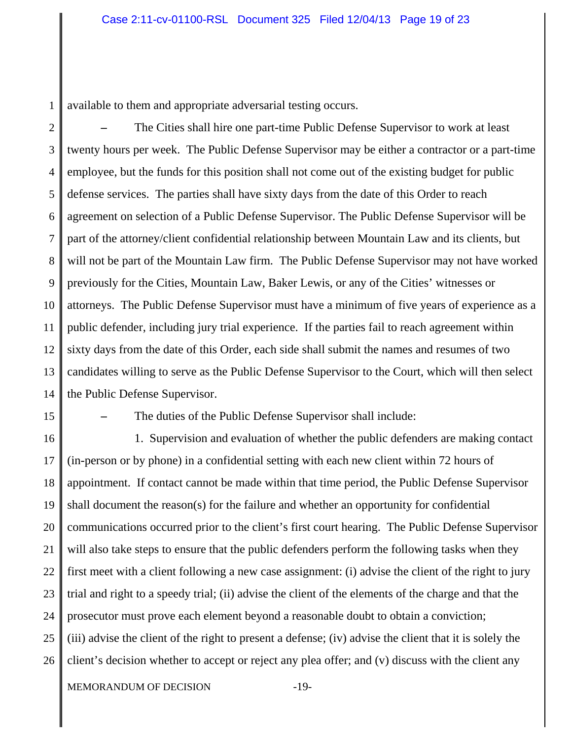available to them and appropriate adversarial testing occurs.

– The Cities shall hire one part-time Public Defense Supervisor to work at least twenty hours per week. The Public Defense Supervisor may be either a contractor or a part-time employee, but the funds for this position shall not come out of the existing budget for public defense services. The parties shall have sixty days from the date of this Order to reach agreement on selection of a Public Defense Supervisor. The Public Defense Supervisor will be part of the attorney/client confidential relationship between Mountain Law and its clients, but will not be part of the Mountain Law firm. The Public Defense Supervisor may not have worked previously for the Cities, Mountain Law, Baker Lewis, or any of the Cities' witnesses or attorneys. The Public Defense Supervisor must have a minimum of five years of experience as a public defender, including jury trial experience. If the parties fail to reach agreement within sixty days from the date of this Order, each side shall submit the names and resumes of two candidates willing to serve as the Public Defense Supervisor to the Court, which will then select the Public Defense Supervisor.

– The duties of the Public Defense Supervisor shall include:

1. Supervision and evaluation of whether the public defenders are making contact (in-person or by phone) in a confidential setting with each new client within 72 hours of appointment. If contact cannot be made within that time period, the Public Defense Supervisor shall document the reason(s) for the failure and whether an opportunity for confidential communications occurred prior to the client's first court hearing. The Public Defense Supervisor will also take steps to ensure that the public defenders perform the following tasks when they first meet with a client following a new case assignment: (i) advise the client of the right to jury trial and right to a speedy trial; (ii) advise the client of the elements of the charge and that the prosecutor must prove each element beyond a reasonable doubt to obtain a conviction; (iii) advise the client of the right to present a defense; (iv) advise the client that it is solely the client's decision whether to accept or reject any plea offer; and (v) discuss with the client any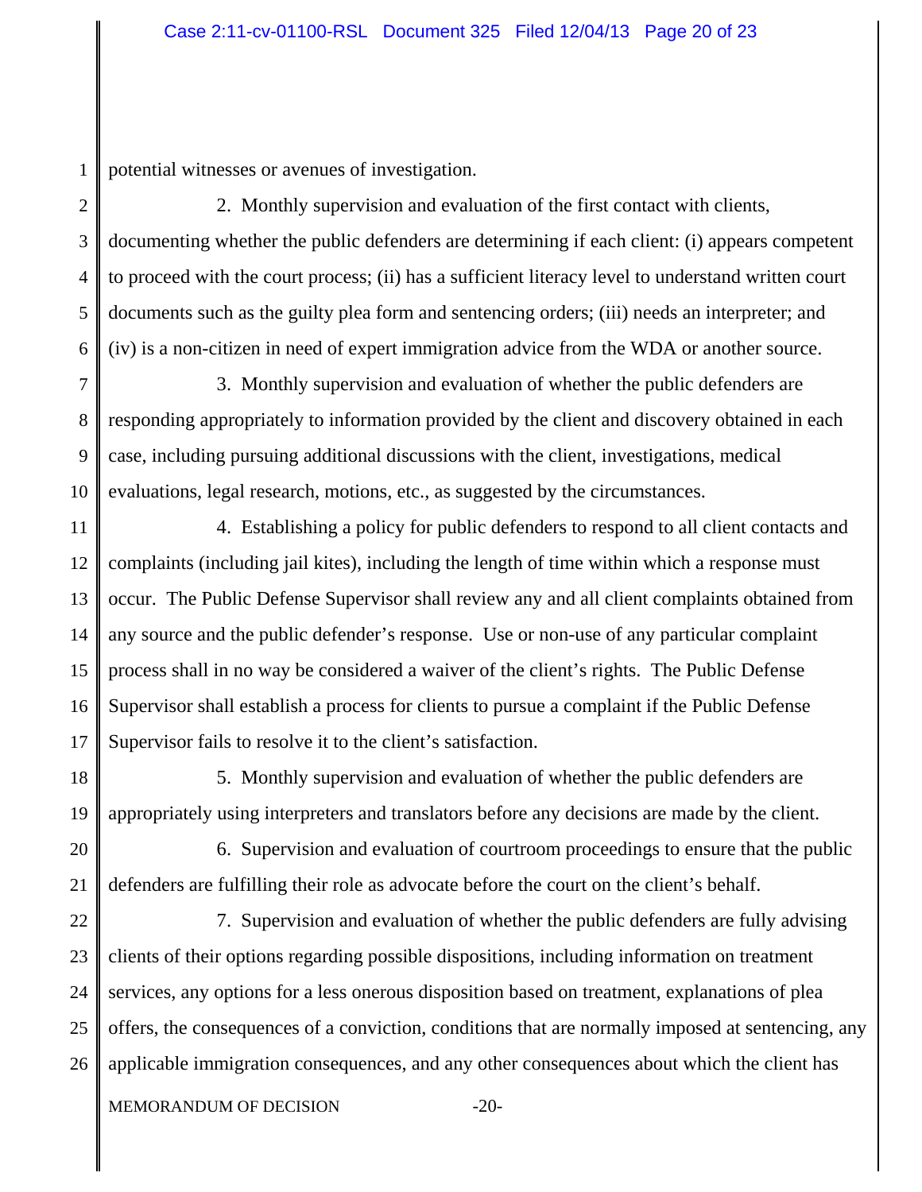potential witnesses or avenues of investigation.

2. Monthly supervision and evaluation of the first contact with clients, documenting whether the public defenders are determining if each client: (i) appears competent to proceed with the court process; (ii) has a sufficient literacy level to understand written court documents such as the guilty plea form and sentencing orders; (iii) needs an interpreter; and (iv) is a non-citizen in need of expert immigration advice from the WDA or another source.

3. Monthly supervision and evaluation of whether the public defenders are responding appropriately to information provided by the client and discovery obtained in each case, including pursuing additional discussions with the client, investigations, medical evaluations, legal research, motions, etc., as suggested by the circumstances.

4. Establishing a policy for public defenders to respond to all client contacts and complaints (including jail kites), including the length of time within which a response must occur. The Public Defense Supervisor shall review any and all client complaints obtained from any source and the public defender's response. Use or non-use of any particular complaint process shall in no way be considered a waiver of the client's rights. The Public Defense Supervisor shall establish a process for clients to pursue a complaint if the Public Defense Supervisor fails to resolve it to the client's satisfaction.

5. Monthly supervision and evaluation of whether the public defenders are appropriately using interpreters and translators before any decisions are made by the client.

6. Supervision and evaluation of courtroom proceedings to ensure that the public defenders are fulfilling their role as advocate before the court on the client's behalf.

7. Supervision and evaluation of whether the public defenders are fully advising clients of their options regarding possible dispositions, including information on treatment services, any options for a less onerous disposition based on treatment, explanations of plea offers, the consequences of a conviction, conditions that are normally imposed at sentencing, any applicable immigration consequences, and any other consequences about which the client has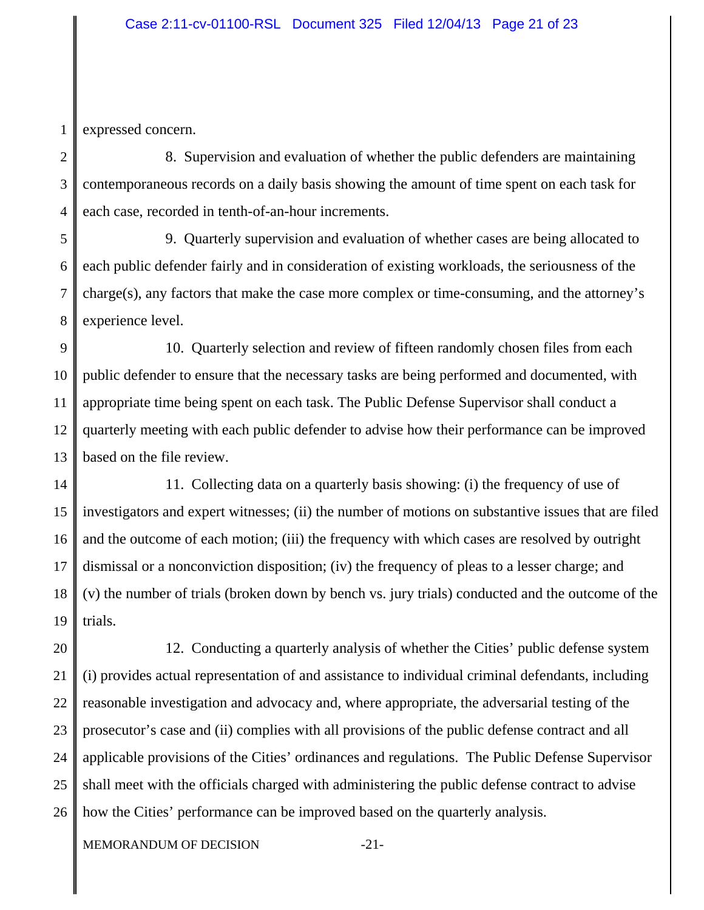expressed concern.

8. Supervision and evaluation of whether the public defenders are maintaining contemporaneous records on a daily basis showing the amount of time spent on each task for each case, recorded in tenth-of-an-hour increments.

9. Quarterly supervision and evaluation of whether cases are being allocated to each public defender fairly and in consideration of existing workloads, the seriousness of the charge(s), any factors that make the case more complex or time-consuming, and the attorney's experience level.

10. Quarterly selection and review of fifteen randomly chosen files from each public defender to ensure that the necessary tasks are being performed and documented, with appropriate time being spent on each task. The Public Defense Supervisor shall conduct a quarterly meeting with each public defender to advise how their performance can be improved based on the file review.

11. Collecting data on a quarterly basis showing: (i) the frequency of use of investigators and expert witnesses; (ii) the number of motions on substantive issues that are filed and the outcome of each motion; (iii) the frequency with which cases are resolved by outright dismissal or a nonconviction disposition; (iv) the frequency of pleas to a lesser charge; and (v) the number of trials (broken down by bench vs. jury trials) conducted and the outcome of the trials.

12. Conducting a quarterly analysis of whether the Cities' public defense system (i) provides actual representation of and assistance to individual criminal defendants, including reasonable investigation and advocacy and, where appropriate, the adversarial testing of the prosecutor's case and (ii) complies with all provisions of the public defense contract and all applicable provisions of the Cities' ordinances and regulations. The Public Defense Supervisor shall meet with the officials charged with administering the public defense contract to advise how the Cities' performance can be improved based on the quarterly analysis.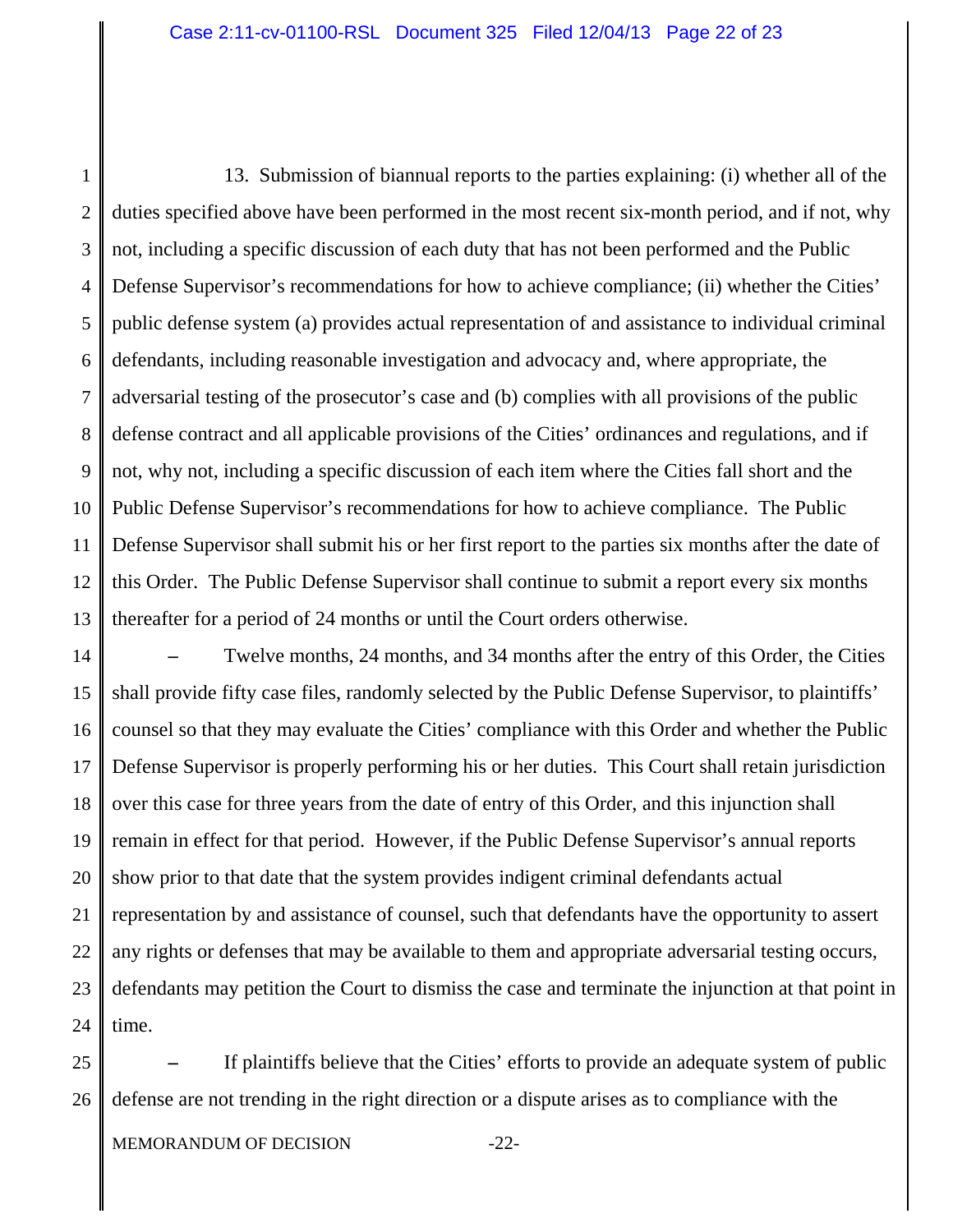13. Submission of biannual reports to the parties explaining: (i) whether all of the duties specified above have been performed in the most recent six-month period, and if not, why not, including a specific discussion of each duty that has not been performed and the Public Defense Supervisor's recommendations for how to achieve compliance; (ii) whether the Cities' public defense system (a) provides actual representation of and assistance to individual criminal defendants, including reasonable investigation and advocacy and, where appropriate, the adversarial testing of the prosecutor's case and (b) complies with all provisions of the public defense contract and all applicable provisions of the Cities' ordinances and regulations, and if not, why not, including a specific discussion of each item where the Cities fall short and the Public Defense Supervisor's recommendations for how to achieve compliance. The Public Defense Supervisor shall submit his or her first report to the parties six months after the date of this Order. The Public Defense Supervisor shall continue to submit a report every six months thereafter for a period of 24 months or until the Court orders otherwise.

– Twelve months, 24 months, and 34 months after the entry of this Order, the Cities shall provide fifty case files, randomly selected by the Public Defense Supervisor, to plaintiffs' counsel so that they may evaluate the Cities' compliance with this Order and whether the Public Defense Supervisor is properly performing his or her duties. This Court shall retain jurisdiction over this case for three years from the date of entry of this Order, and this injunction shall remain in effect for that period. However, if the Public Defense Supervisor's annual reports show prior to that date that the system provides indigent criminal defendants actual representation by and assistance of counsel, such that defendants have the opportunity to assert any rights or defenses that may be available to them and appropriate adversarial testing occurs, defendants may petition the Court to dismiss the case and terminate the injunction at that point in time.

– If plaintiffs believe that the Cities' efforts to provide an adequate system of public defense are not trending in the right direction or a dispute arises as to compliance with the

MEMORANDUM OF DECISION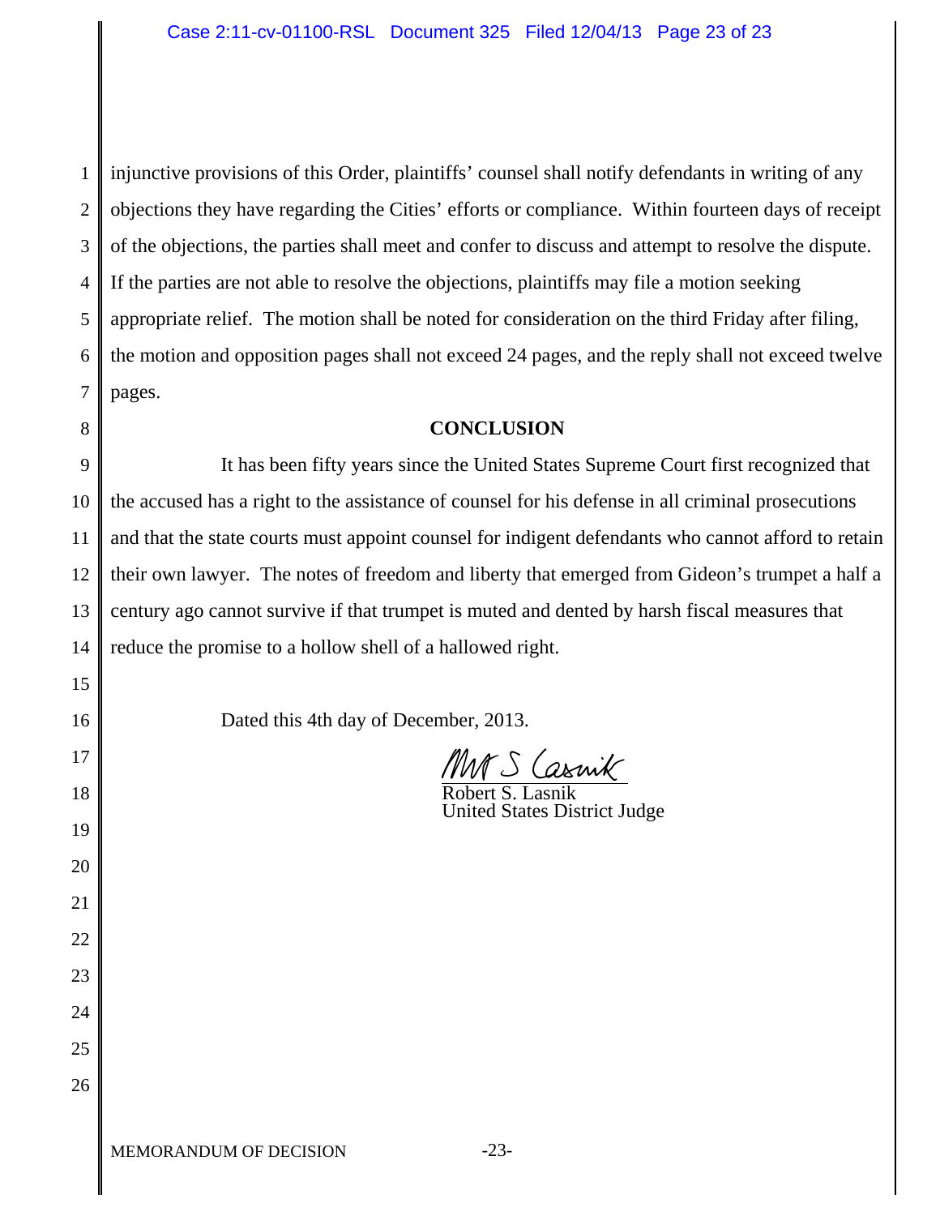injunctive provisions of this Order, plaintiffs' counsel shall notify defendants in writing of any objections they have regarding the Cities' efforts or compliance. Within fourteen days of receipt of the objections, the parties shall meet and confer to discuss and attempt to resolve the dispute. If the parties are not able to resolve the objections, plaintiffs may file a motion seeking appropriate relief. The motion shall be noted for consideration on the third Friday after filing, the motion and opposition pages shall not exceed 24 pages, and the reply shall not exceed twelve pages.

**CONCLUSION**

It has been fifty years since the United States Supreme Court first recognized that the accused has a right to the assistance of counsel for his defense in all criminal prosecutions and that the state courts must appoint counsel for indigent defendants who cannot afford to retain their own lawyer. The notes of freedom and liberty that emerged from Gideon's trumpet a half a century ago cannot survive if that trumpet is muted and dented by harsh fiscal measures that reduce the promise to a hollow shell of a hallowed right.

Dated this 4th day of December, 2013.

Robert S. Lasnik
United States District Judge

MEMORANDUM OF DECISION